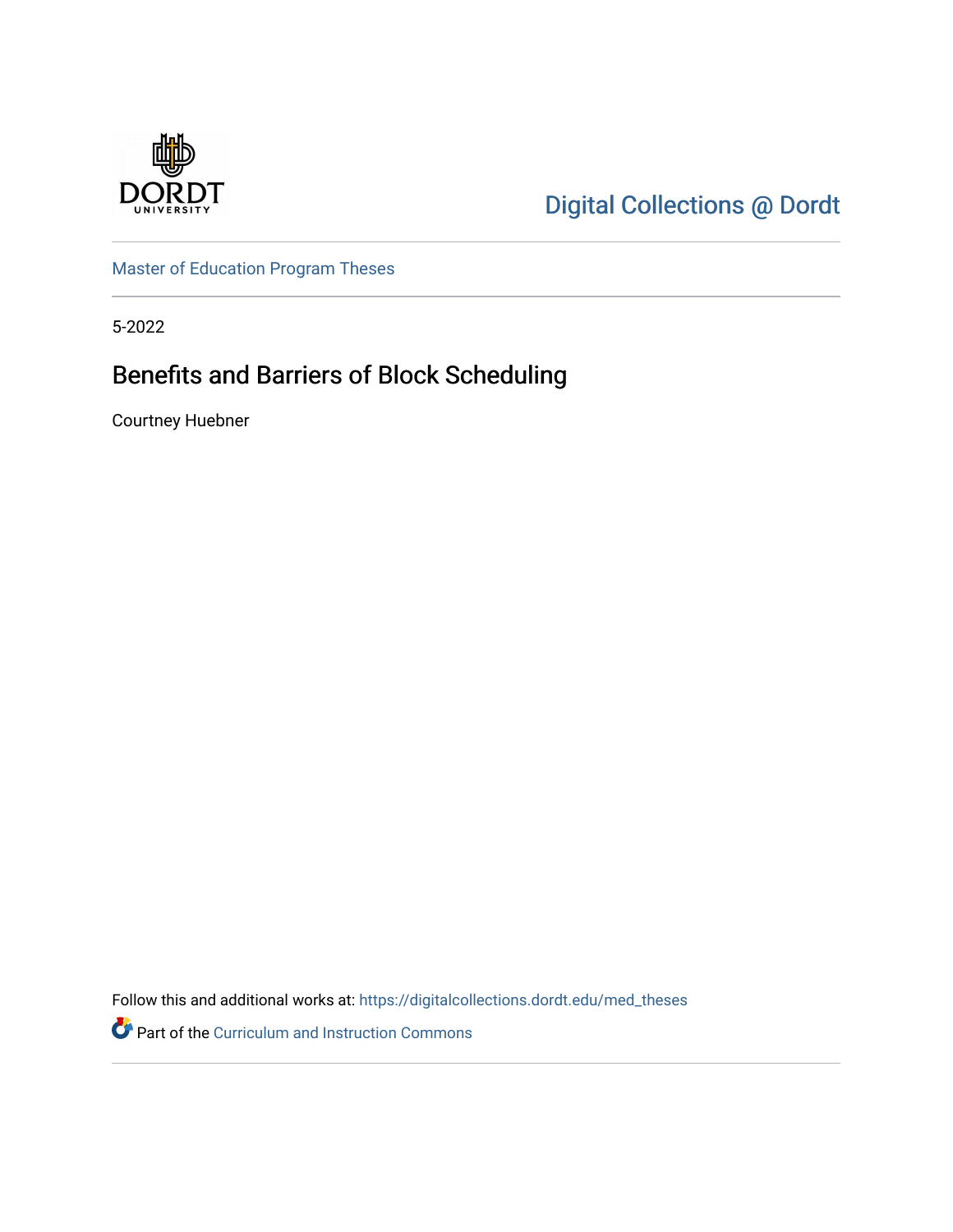Digital Collections @ Dordt

Master of Education Program Theses

5-2022

# Benefits and Barriers of Block Scheduling

Courtney Huebner

Follow this and additional works at: https://digitalcollections.dordt.edu/med_theses

Part of the Curriculum and Instruction Commons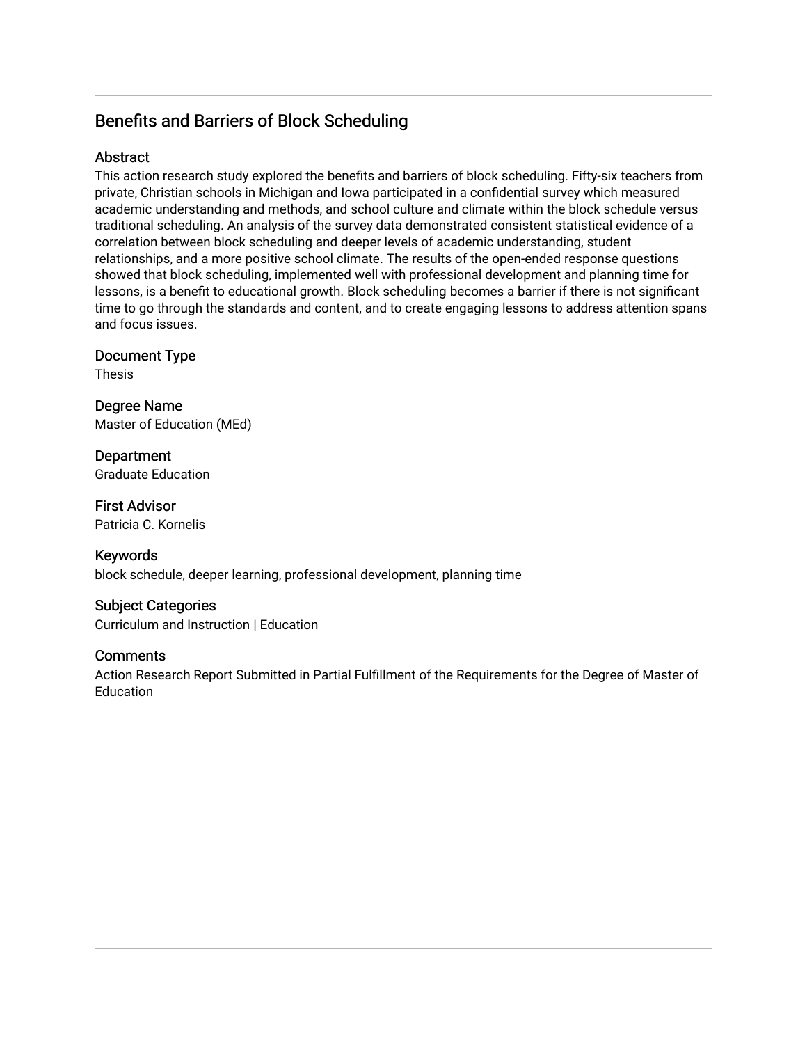# Benefits and Barriers of Block Scheduling

## Abstract

This action research study explored the benefits and barriers of block scheduling. Fifty-six teachers from private, Christian schools in Michigan and Iowa participated in a confidential survey which measured academic understanding and methods, and school culture and climate within the block schedule versus traditional scheduling. An analysis of the survey data demonstrated consistent statistical evidence of a correlation between block scheduling and deeper levels of academic understanding, student relationships, and a more positive school climate. The results of the open-ended response questions showed that block scheduling, implemented well with professional development and planning time for lessons, is a benefit to educational growth. Block scheduling becomes a barrier if there is not significant time to go through the standards and content, and to create engaging lessons to address attention spans and focus issues.

## Document Type

Thesis

## Degree Name

Master of Education (MEd)

## Department

Graduate Education

## First Advisor

Patricia C. Kornelis

## Keywords

block schedule, deeper learning, professional development, planning time

## Subject Categories

Curriculum and Instruction | Education

## Comments

Action Research Report Submitted in Partial Fulfillment of the Requirements for the Degree of Master of Education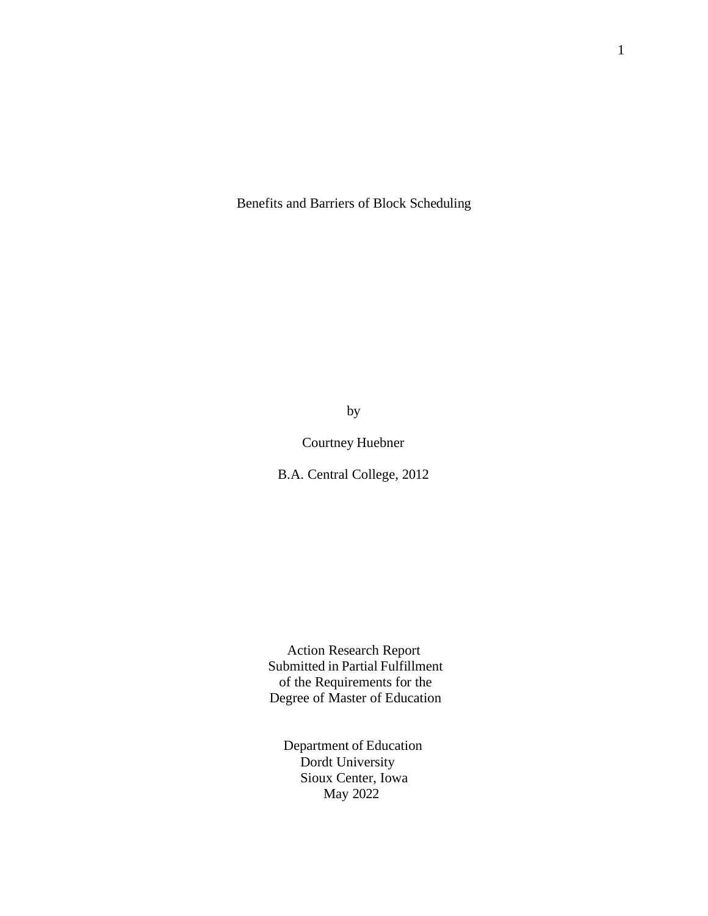# Benefits and Barriers of Block Scheduling

by

Courtney Huebner

B.A. Central College, 2012

Action Research Report
Submitted in Partial Fulfillment
of the Requirements for the
Degree of Master of Education

Department of Education
Dordt University
Sioux Center, Iowa
May 2022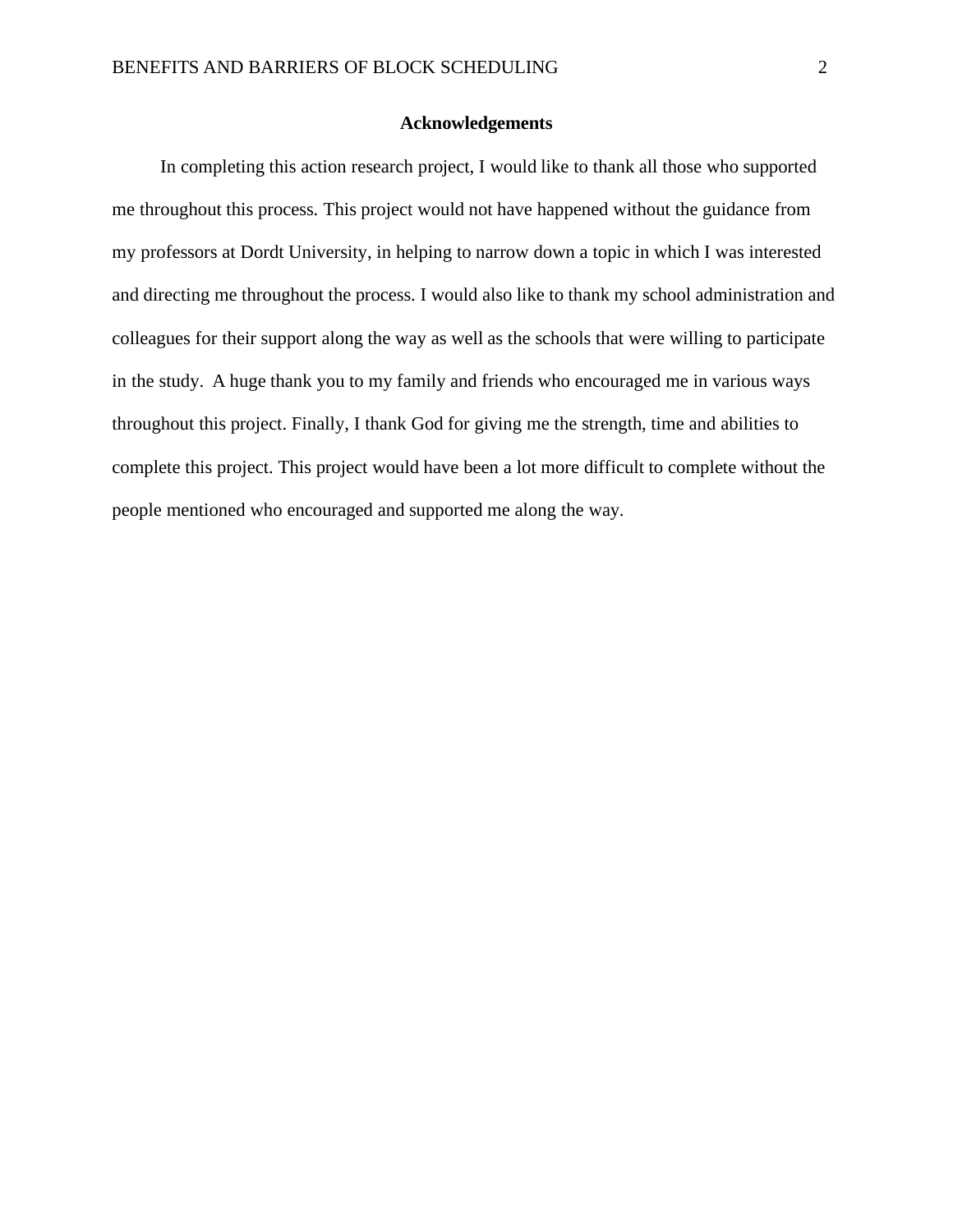## Acknowledgements

In completing this action research project, I would like to thank all those who supported me throughout this process. This project would not have happened without the guidance from my professors at Dordt University, in helping to narrow down a topic in which I was interested and directing me throughout the process. I would also like to thank my school administration and colleagues for their support along the way as well as the schools that were willing to participate in the study. A huge thank you to my family and friends who encouraged me in various ways throughout this project. Finally, I thank God for giving me the strength, time and abilities to complete this project. This project would have been a lot more difficult to complete without the people mentioned who encouraged and supported me along the way.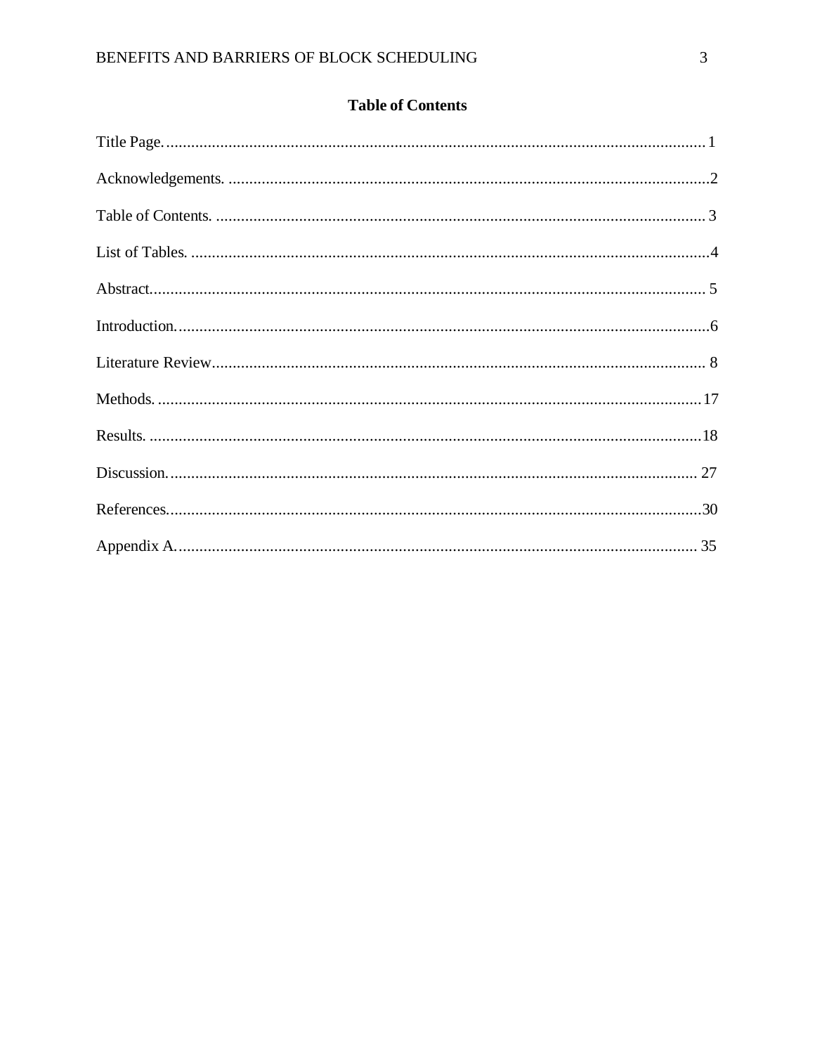## Table of Contents

Title Page.................................................................................................................................1

Acknowledgements. ..................................................................................................................2

Table of Contents. ....................................................................................................................3

List of Tables. ...........................................................................................................................4

Abstract.....................................................................................................................................5

Introduction...............................................................................................................................6

Literature Review......................................................................................................................8

Methods. ..................................................................................................................................17

Results. ....................................................................................................................................18

Discussion................................................................................................................................27

References................................................................................................................................30

Appendix A..............................................................................................................................35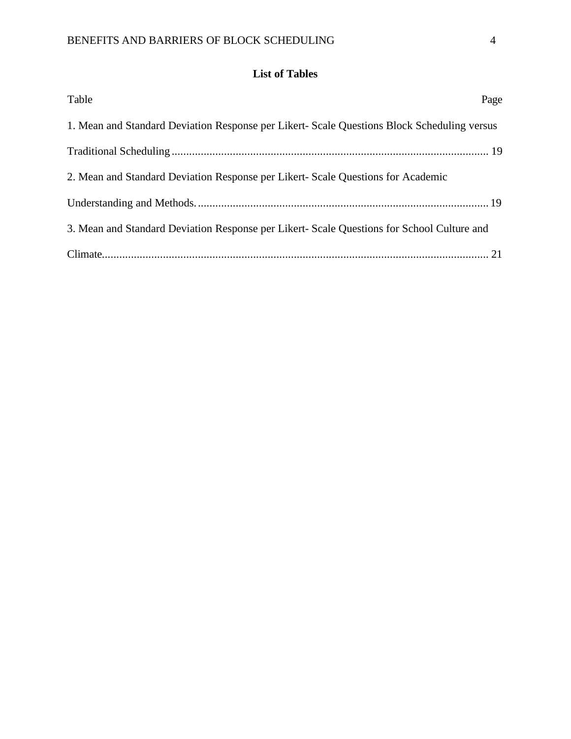# List of Tables

Table Page

1. Mean and Standard Deviation Response per Likert- Scale Questions Block Scheduling versus Traditional Scheduling ........................................................................................................... 19

2. Mean and Standard Deviation Response per Likert- Scale Questions for Academic Understanding and Methods. .................................................................................................. 19

3. Mean and Standard Deviation Response per Likert- Scale Questions for School Culture and Climate................................................................................................................................... 21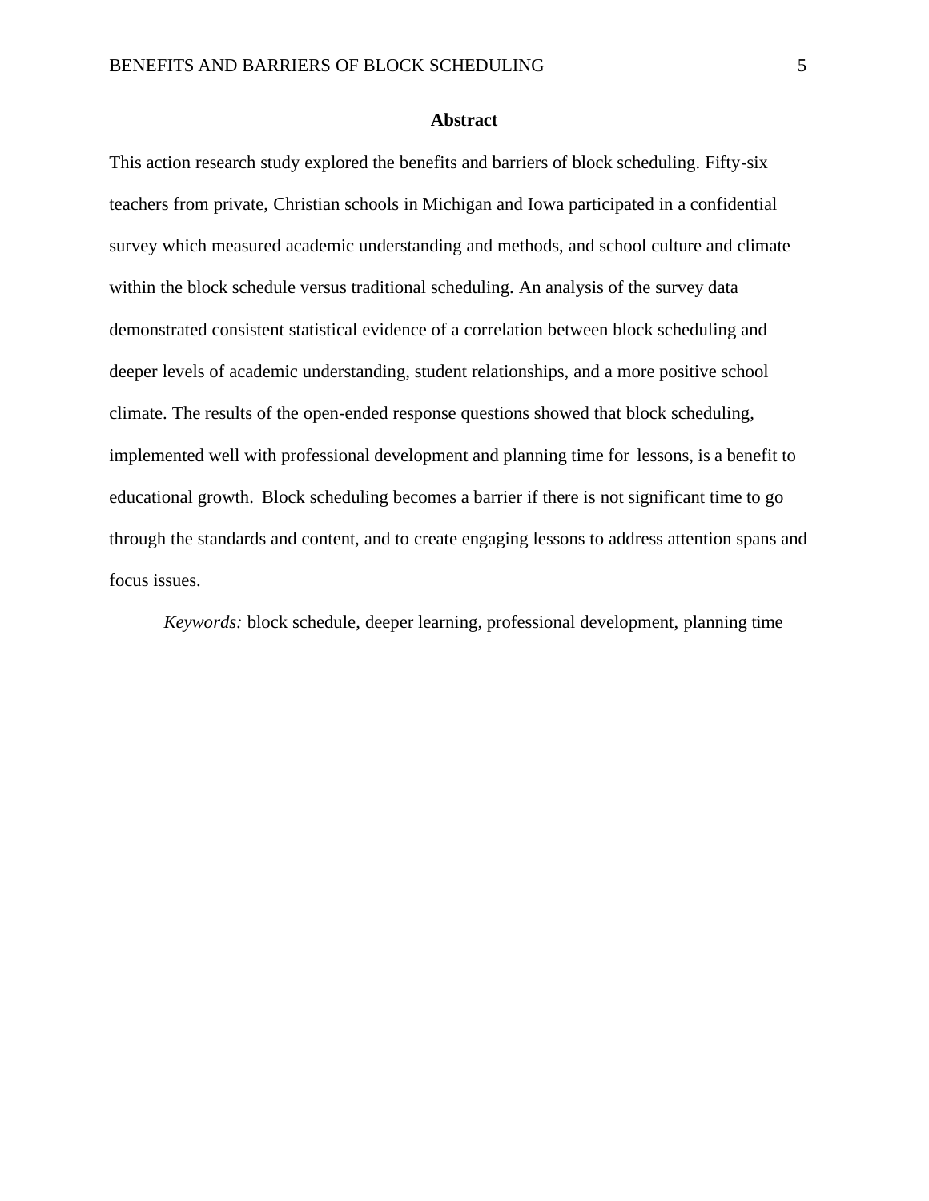## Abstract

This action research study explored the benefits and barriers of block scheduling. Fifty-six teachers from private, Christian schools in Michigan and Iowa participated in a confidential survey which measured academic understanding and methods, and school culture and climate within the block schedule versus traditional scheduling. An analysis of the survey data demonstrated consistent statistical evidence of a correlation between block scheduling and deeper levels of academic understanding, student relationships, and a more positive school climate. The results of the open-ended response questions showed that block scheduling, implemented well with professional development and planning time for lessons, is a benefit to educational growth. Block scheduling becomes a barrier if there is not significant time to go through the standards and content, and to create engaging lessons to address attention spans and focus issues.

*Keywords:* block schedule, deeper learning, professional development, planning time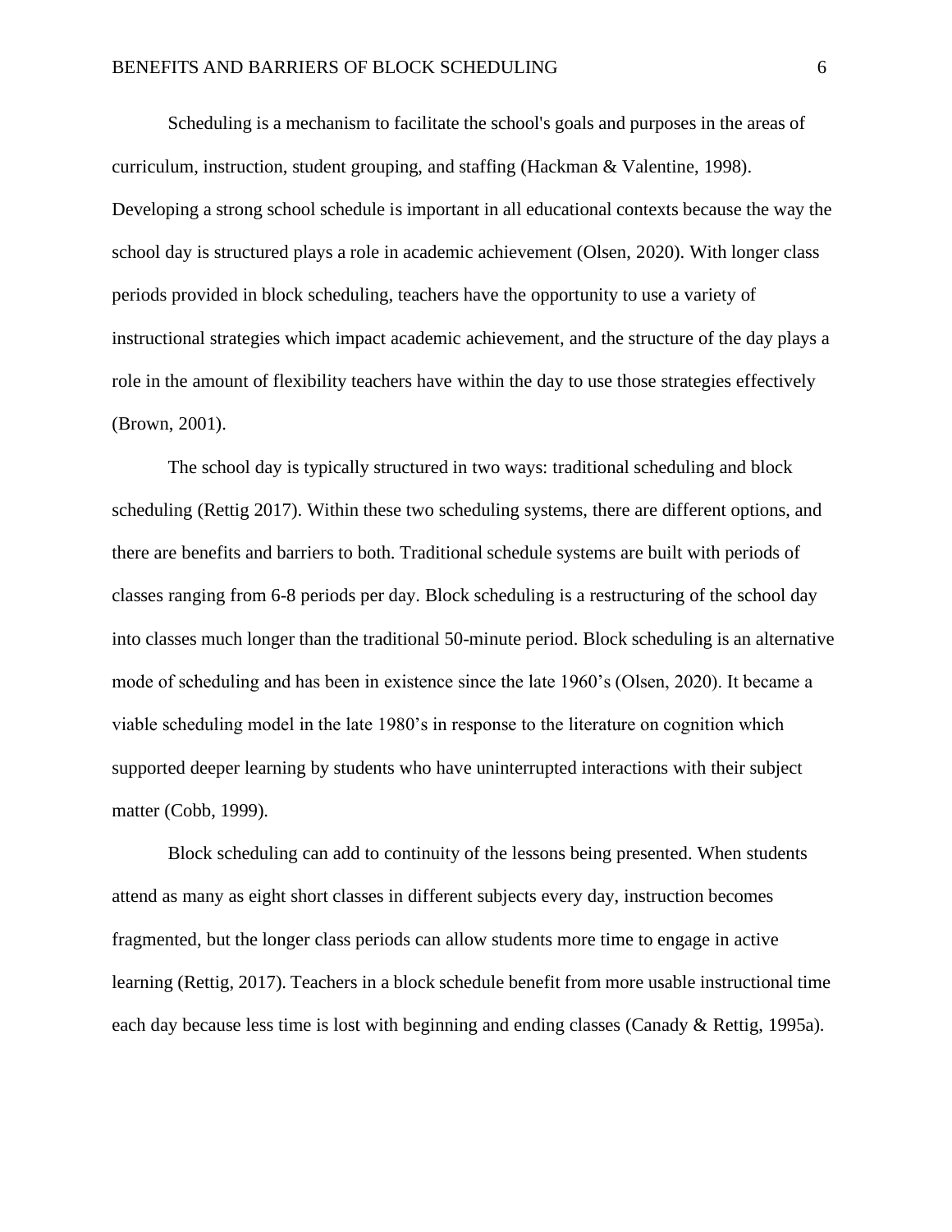Scheduling is a mechanism to facilitate the school's goals and purposes in the areas of curriculum, instruction, student grouping, and staffing (Hackman & Valentine, 1998). Developing a strong school schedule is important in all educational contexts because the way the school day is structured plays a role in academic achievement (Olsen, 2020). With longer class periods provided in block scheduling, teachers have the opportunity to use a variety of instructional strategies which impact academic achievement, and the structure of the day plays a role in the amount of flexibility teachers have within the day to use those strategies effectively (Brown, 2001).

The school day is typically structured in two ways: traditional scheduling and block scheduling (Rettig 2017). Within these two scheduling systems, there are different options, and there are benefits and barriers to both. Traditional schedule systems are built with periods of classes ranging from 6-8 periods per day. Block scheduling is a restructuring of the school day into classes much longer than the traditional 50-minute period. Block scheduling is an alternative mode of scheduling and has been in existence since the late 1960's (Olsen, 2020). It became a viable scheduling model in the late 1980's in response to the literature on cognition which supported deeper learning by students who have uninterrupted interactions with their subject matter (Cobb, 1999).

Block scheduling can add to continuity of the lessons being presented. When students attend as many as eight short classes in different subjects every day, instruction becomes fragmented, but the longer class periods can allow students more time to engage in active learning (Rettig, 2017). Teachers in a block schedule benefit from more usable instructional time each day because less time is lost with beginning and ending classes (Canady & Rettig, 1995a).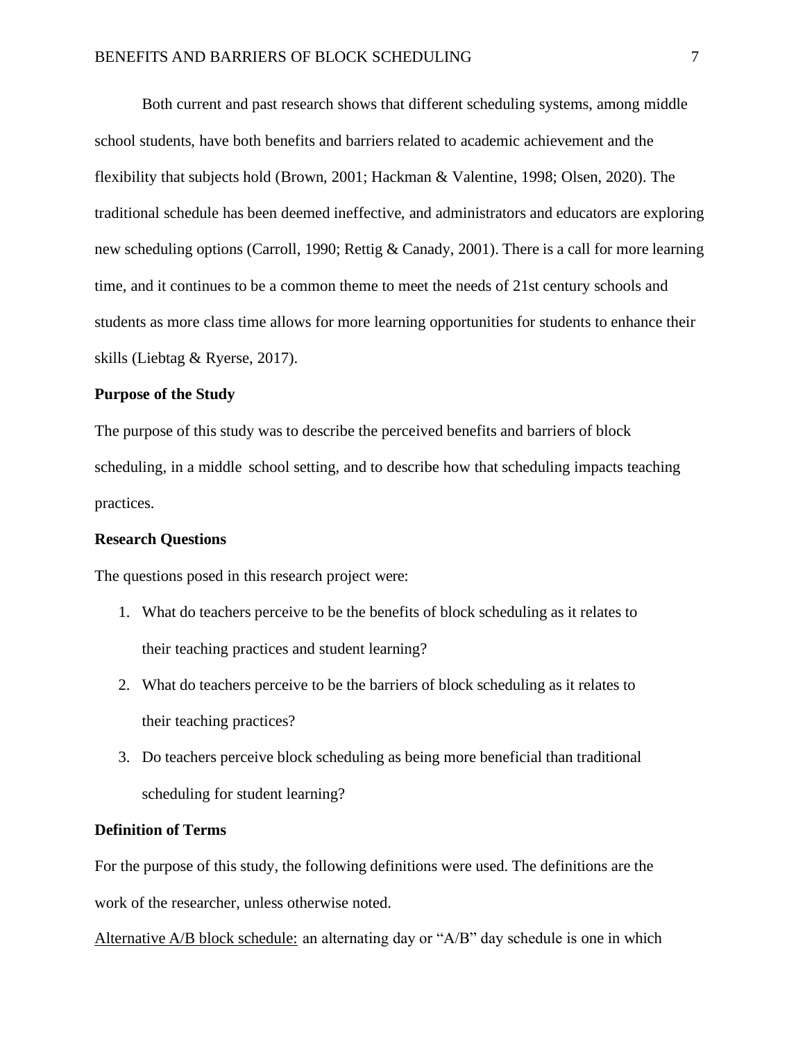Both current and past research shows that different scheduling systems, among middle school students, have both benefits and barriers related to academic achievement and the flexibility that subjects hold (Brown, 2001; Hackman & Valentine, 1998; Olsen, 2020). The traditional schedule has been deemed ineffective, and administrators and educators are exploring new scheduling options (Carroll, 1990; Rettig & Canady, 2001). There is a call for more learning time, and it continues to be a common theme to meet the needs of 21st century schools and students as more class time allows for more learning opportunities for students to enhance their skills (Liebtag & Ryerse, 2017).

## Purpose of the Study

The purpose of this study was to describe the perceived benefits and barriers of block scheduling, in a middle school setting, and to describe how that scheduling impacts teaching practices.

## Research Questions

The questions posed in this research project were:

1. What do teachers perceive to be the benefits of block scheduling as it relates to their teaching practices and student learning?
2. What do teachers perceive to be the barriers of block scheduling as it relates to their teaching practices?
3. Do teachers perceive block scheduling as being more beneficial than traditional scheduling for student learning?

## Definition of Terms

For the purpose of this study, the following definitions were used. The definitions are the work of the researcher, unless otherwise noted.

<u>Alternative A/B block schedule:</u> an alternating day or "A/B" day schedule is one in which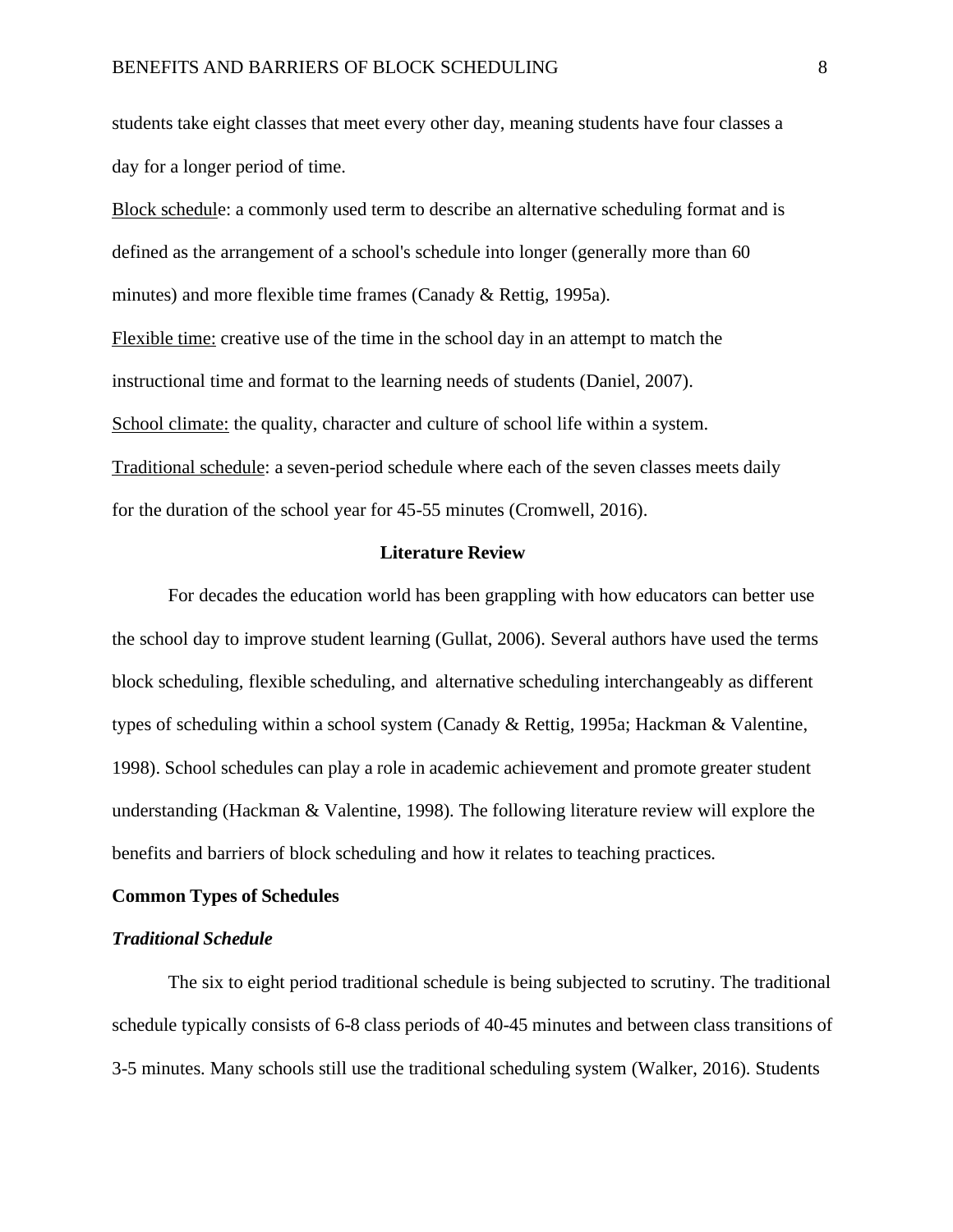students take eight classes that meet every other day, meaning students have four classes a day for a longer period of time.

<u>Block schedul</u>e: a commonly used term to describe an alternative scheduling format and is defined as the arrangement of a school's schedule into longer (generally more than 60 minutes) and more flexible time frames (Canady & Rettig, 1995a).

<u>Flexible time:</u> creative use of the time in the school day in an attempt to match the instructional time and format to the learning needs of students (Daniel, 2007).

<u>School climate:</u> the quality, character and culture of school life within a system.

<u>Traditional schedule</u>: a seven-period schedule where each of the seven classes meets daily for the duration of the school year for 45-55 minutes (Cromwell, 2016).

## Literature Review

For decades the education world has been grappling with how educators can better use the school day to improve student learning (Gullat, 2006). Several authors have used the terms block scheduling, flexible scheduling, and alternative scheduling interchangeably as different types of scheduling within a school system (Canady & Rettig, 1995a; Hackman & Valentine, 1998). School schedules can play a role in academic achievement and promote greater student understanding (Hackman & Valentine, 1998). The following literature review will explore the benefits and barriers of block scheduling and how it relates to teaching practices.

### Common Types of Schedules

#### *Traditional Schedule*

The six to eight period traditional schedule is being subjected to scrutiny. The traditional schedule typically consists of 6-8 class periods of 40-45 minutes and between class transitions of 3-5 minutes. Many schools still use the traditional scheduling system (Walker, 2016). Students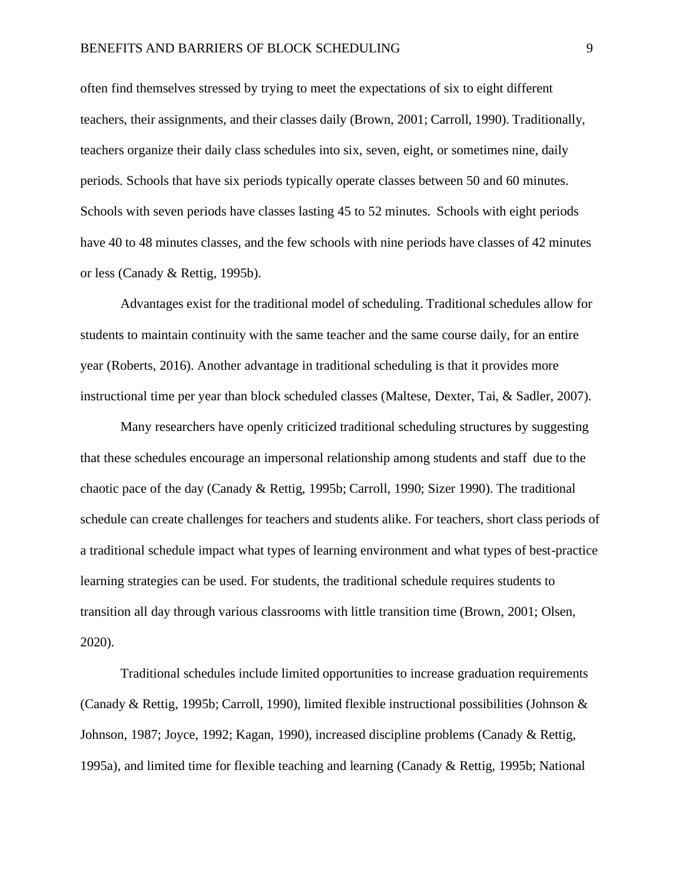often find themselves stressed by trying to meet the expectations of six to eight different teachers, their assignments, and their classes daily (Brown, 2001; Carroll, 1990). Traditionally, teachers organize their daily class schedules into six, seven, eight, or sometimes nine, daily periods. Schools that have six periods typically operate classes between 50 and 60 minutes. Schools with seven periods have classes lasting 45 to 52 minutes. Schools with eight periods have 40 to 48 minutes classes, and the few schools with nine periods have classes of 42 minutes or less (Canady & Rettig, 1995b).

Advantages exist for the traditional model of scheduling. Traditional schedules allow for students to maintain continuity with the same teacher and the same course daily, for an entire year (Roberts, 2016). Another advantage in traditional scheduling is that it provides more instructional time per year than block scheduled classes (Maltese, Dexter, Tai, & Sadler, 2007).

Many researchers have openly criticized traditional scheduling structures by suggesting that these schedules encourage an impersonal relationship among students and staff due to the chaotic pace of the day (Canady & Rettig, 1995b; Carroll, 1990; Sizer 1990). The traditional schedule can create challenges for teachers and students alike. For teachers, short class periods of a traditional schedule impact what types of learning environment and what types of best-practice learning strategies can be used. For students, the traditional schedule requires students to transition all day through various classrooms with little transition time (Brown, 2001; Olsen, 2020).

Traditional schedules include limited opportunities to increase graduation requirements (Canady & Rettig, 1995b; Carroll, 1990), limited flexible instructional possibilities (Johnson & Johnson, 1987; Joyce, 1992; Kagan, 1990), increased discipline problems (Canady & Rettig, 1995a), and limited time for flexible teaching and learning (Canady & Rettig, 1995b; National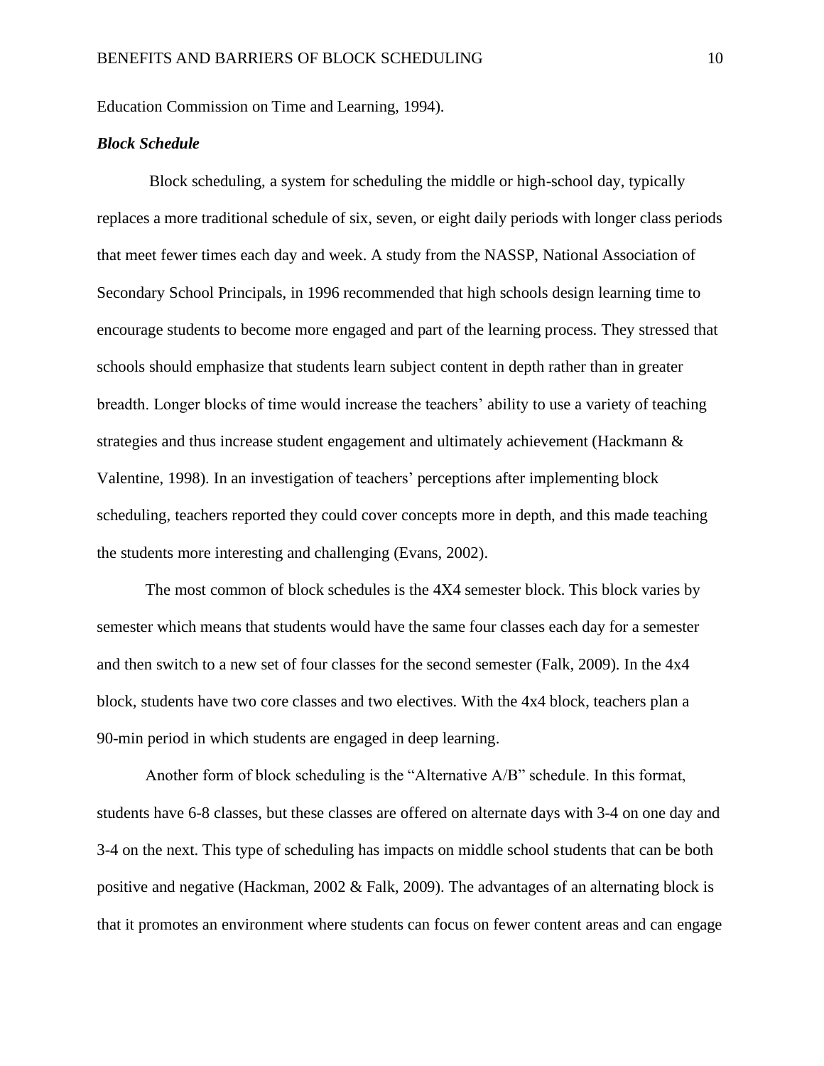Education Commission on Time and Learning, 1994).

***Block Schedule***

Block scheduling, a system for scheduling the middle or high-school day, typically replaces a more traditional schedule of six, seven, or eight daily periods with longer class periods that meet fewer times each day and week. A study from the NASSP, National Association of Secondary School Principals, in 1996 recommended that high schools design learning time to encourage students to become more engaged and part of the learning process. They stressed that schools should emphasize that students learn subject content in depth rather than in greater breadth. Longer blocks of time would increase the teachers' ability to use a variety of teaching strategies and thus increase student engagement and ultimately achievement (Hackmann & Valentine, 1998). In an investigation of teachers' perceptions after implementing block scheduling, teachers reported they could cover concepts more in depth, and this made teaching the students more interesting and challenging (Evans, 2002).

The most common of block schedules is the 4X4 semester block. This block varies by semester which means that students would have the same four classes each day for a semester and then switch to a new set of four classes for the second semester (Falk, 2009). In the 4x4 block, students have two core classes and two electives. With the 4x4 block, teachers plan a 90-min period in which students are engaged in deep learning.

Another form of block scheduling is the "Alternative A/B" schedule. In this format, students have 6-8 classes, but these classes are offered on alternate days with 3-4 on one day and 3-4 on the next. This type of scheduling has impacts on middle school students that can be both positive and negative (Hackman, 2002 & Falk, 2009). The advantages of an alternating block is that it promotes an environment where students can focus on fewer content areas and can engage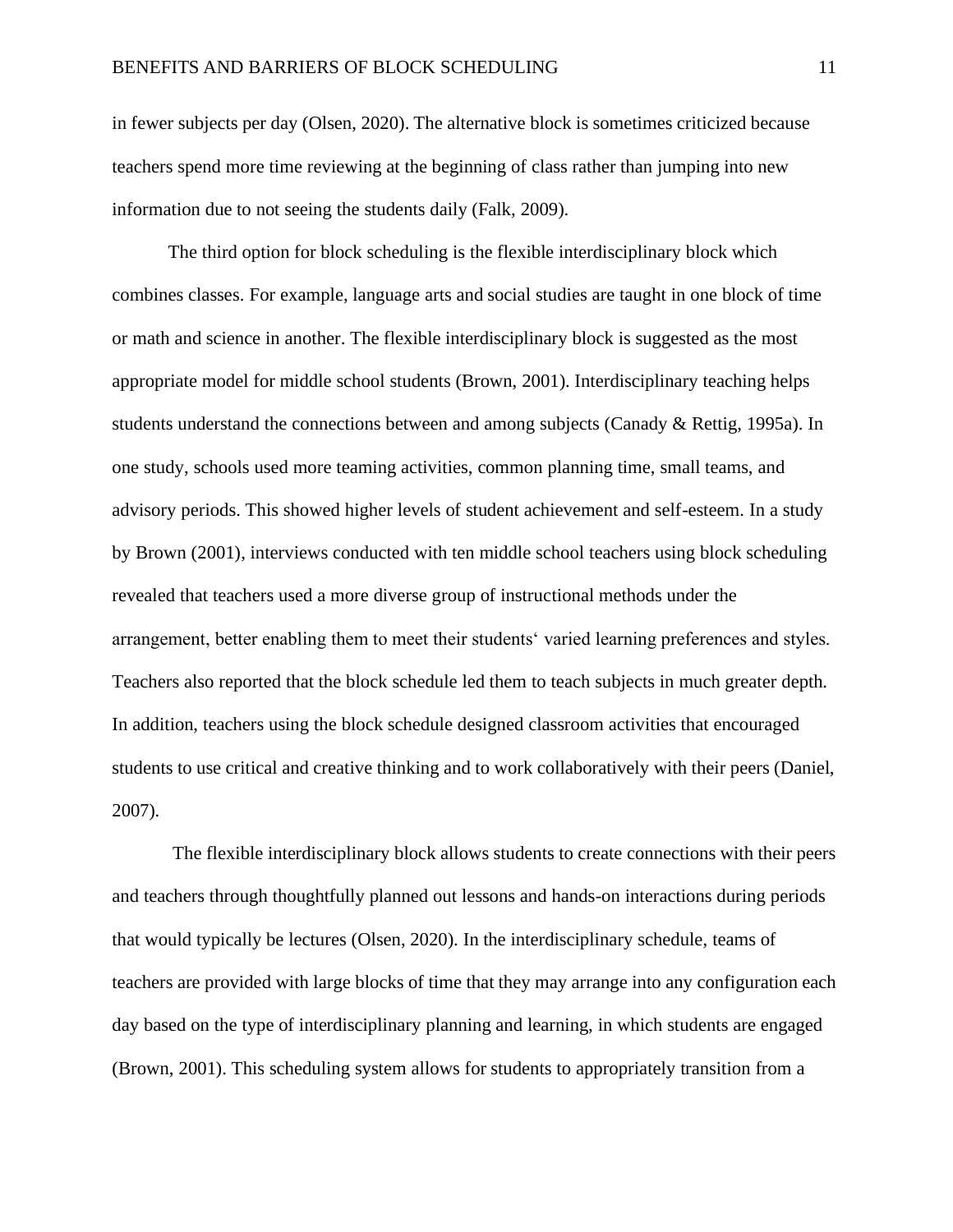in fewer subjects per day (Olsen, 2020). The alternative block is sometimes criticized because teachers spend more time reviewing at the beginning of class rather than jumping into new information due to not seeing the students daily (Falk, 2009).

The third option for block scheduling is the flexible interdisciplinary block which combines classes. For example, language arts and social studies are taught in one block of time or math and science in another. The flexible interdisciplinary block is suggested as the most appropriate model for middle school students (Brown, 2001). Interdisciplinary teaching helps students understand the connections between and among subjects (Canady & Rettig, 1995a). In one study, schools used more teaming activities, common planning time, small teams, and advisory periods. This showed higher levels of student achievement and self-esteem. In a study by Brown (2001), interviews conducted with ten middle school teachers using block scheduling revealed that teachers used a more diverse group of instructional methods under the arrangement, better enabling them to meet their students' varied learning preferences and styles. Teachers also reported that the block schedule led them to teach subjects in much greater depth. In addition, teachers using the block schedule designed classroom activities that encouraged students to use critical and creative thinking and to work collaboratively with their peers (Daniel, 2007).

The flexible interdisciplinary block allows students to create connections with their peers and teachers through thoughtfully planned out lessons and hands-on interactions during periods that would typically be lectures (Olsen, 2020). In the interdisciplinary schedule, teams of teachers are provided with large blocks of time that they may arrange into any configuration each day based on the type of interdisciplinary planning and learning, in which students are engaged (Brown, 2001). This scheduling system allows for students to appropriately transition from a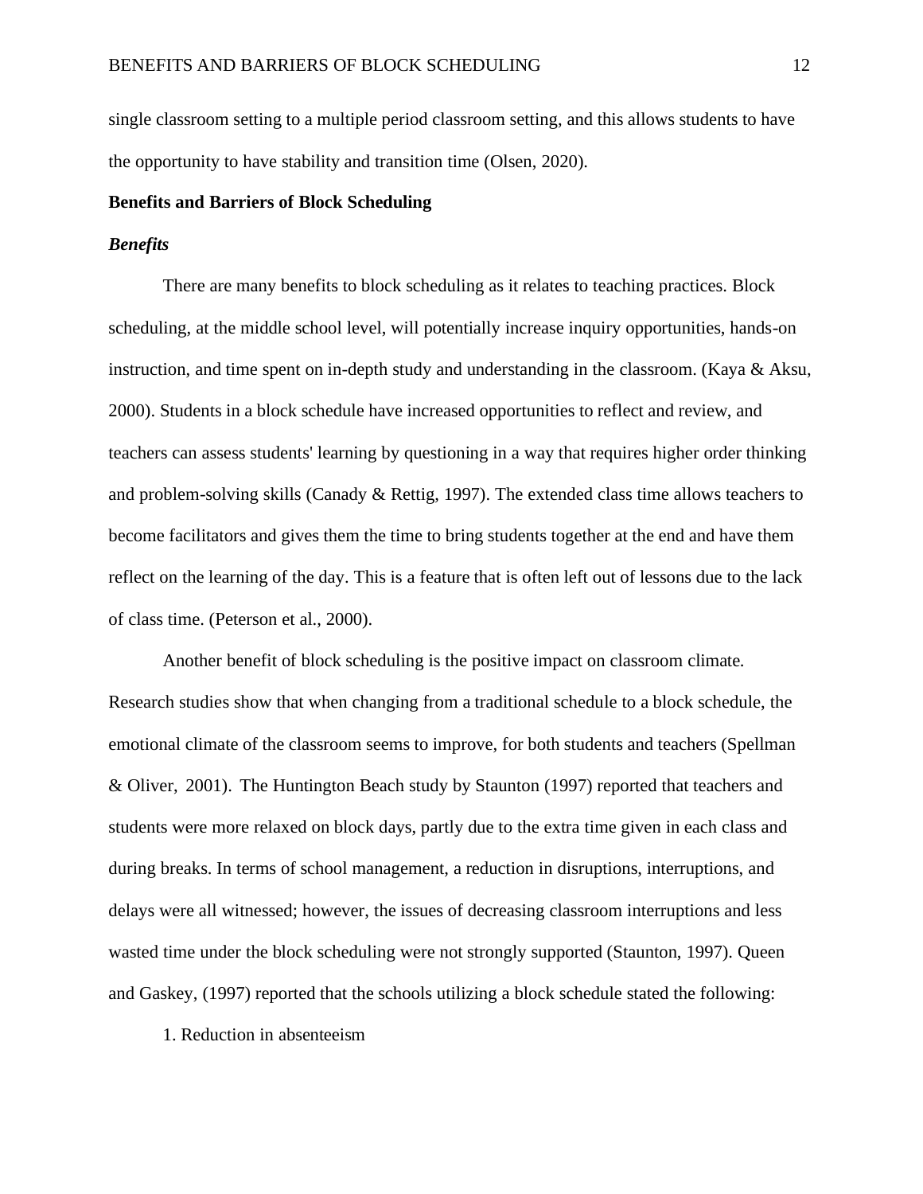single classroom setting to a multiple period classroom setting, and this allows students to have the opportunity to have stability and transition time (Olsen, 2020).

## Benefits and Barriers of Block Scheduling

### *Benefits*

There are many benefits to block scheduling as it relates to teaching practices. Block scheduling, at the middle school level, will potentially increase inquiry opportunities, hands-on instruction, and time spent on in-depth study and understanding in the classroom. (Kaya & Aksu, 2000). Students in a block schedule have increased opportunities to reflect and review, and teachers can assess students' learning by questioning in a way that requires higher order thinking and problem-solving skills (Canady & Rettig, 1997). The extended class time allows teachers to become facilitators and gives them the time to bring students together at the end and have them reflect on the learning of the day. This is a feature that is often left out of lessons due to the lack of class time. (Peterson et al., 2000).

Another benefit of block scheduling is the positive impact on classroom climate. Research studies show that when changing from a traditional schedule to a block schedule, the emotional climate of the classroom seems to improve, for both students and teachers (Spellman & Oliver, 2001). The Huntington Beach study by Staunton (1997) reported that teachers and students were more relaxed on block days, partly due to the extra time given in each class and during breaks. In terms of school management, a reduction in disruptions, interruptions, and delays were all witnessed; however, the issues of decreasing classroom interruptions and less wasted time under the block scheduling were not strongly supported (Staunton, 1997). Queen and Gaskey, (1997) reported that the schools utilizing a block schedule stated the following:

1. Reduction in absenteeism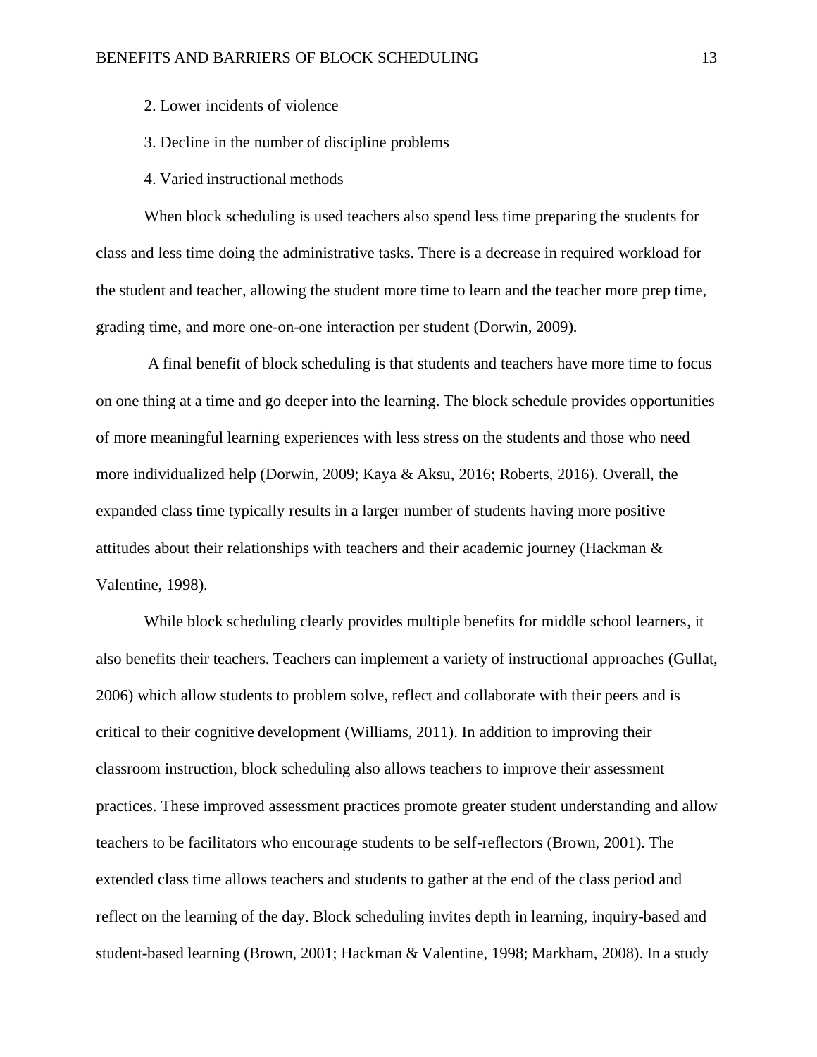2. Lower incidents of violence

3. Decline in the number of discipline problems

4. Varied instructional methods

When block scheduling is used teachers also spend less time preparing the students for class and less time doing the administrative tasks. There is a decrease in required workload for the student and teacher, allowing the student more time to learn and the teacher more prep time, grading time, and more one-on-one interaction per student (Dorwin, 2009).

A final benefit of block scheduling is that students and teachers have more time to focus on one thing at a time and go deeper into the learning. The block schedule provides opportunities of more meaningful learning experiences with less stress on the students and those who need more individualized help (Dorwin, 2009; Kaya & Aksu, 2016; Roberts, 2016). Overall, the expanded class time typically results in a larger number of students having more positive attitudes about their relationships with teachers and their academic journey (Hackman & Valentine, 1998).

While block scheduling clearly provides multiple benefits for middle school learners, it also benefits their teachers. Teachers can implement a variety of instructional approaches (Gullat, 2006) which allow students to problem solve, reflect and collaborate with their peers and is critical to their cognitive development (Williams, 2011). In addition to improving their classroom instruction, block scheduling also allows teachers to improve their assessment practices. These improved assessment practices promote greater student understanding and allow teachers to be facilitators who encourage students to be self-reflectors (Brown, 2001). The extended class time allows teachers and students to gather at the end of the class period and reflect on the learning of the day. Block scheduling invites depth in learning, inquiry-based and student-based learning (Brown, 2001; Hackman & Valentine, 1998; Markham, 2008). In a study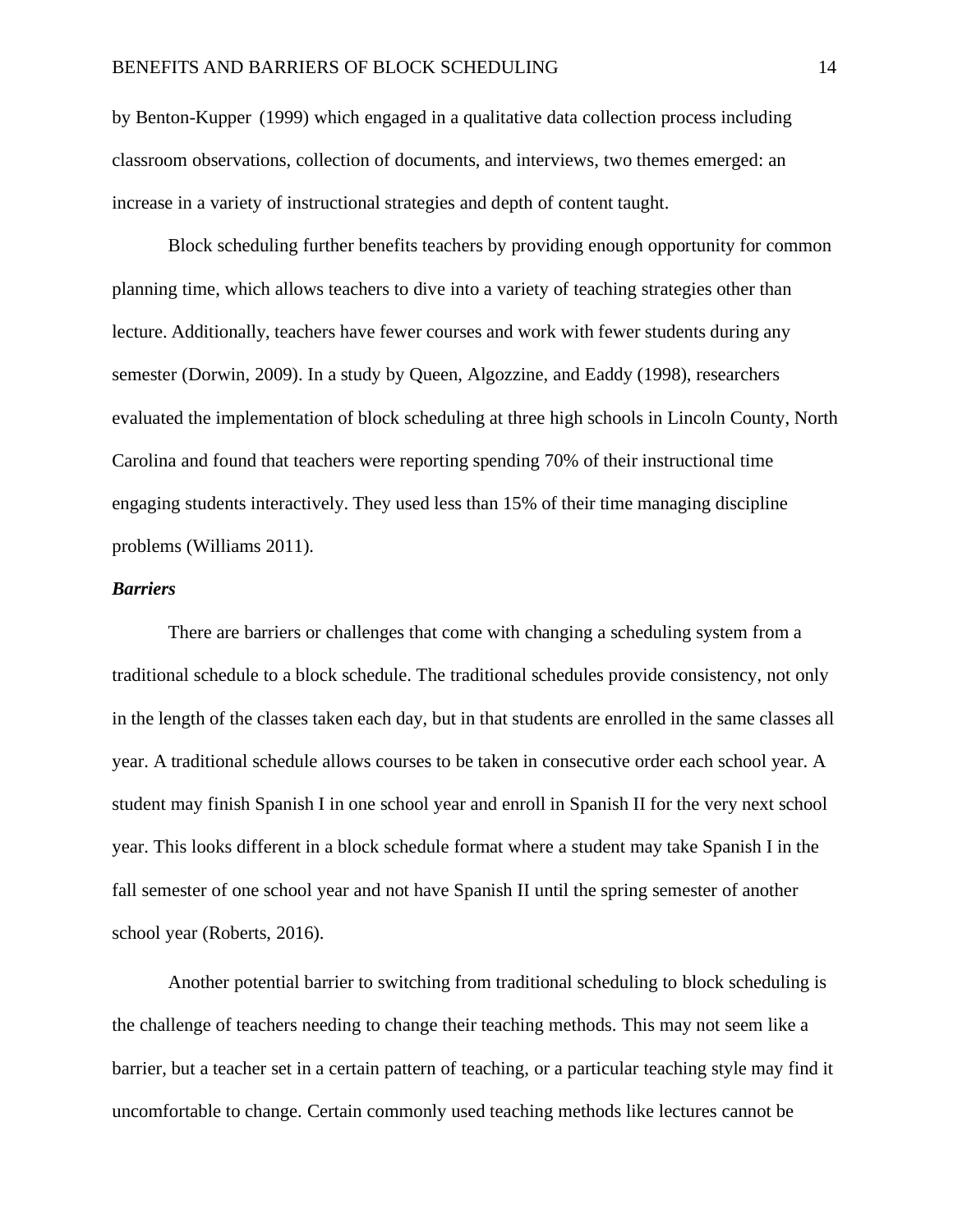by Benton-Kupper (1999) which engaged in a qualitative data collection process including classroom observations, collection of documents, and interviews, two themes emerged: an increase in a variety of instructional strategies and depth of content taught.

Block scheduling further benefits teachers by providing enough opportunity for common planning time, which allows teachers to dive into a variety of teaching strategies other than lecture. Additionally, teachers have fewer courses and work with fewer students during any semester (Dorwin, 2009). In a study by Queen, Algozzine, and Eaddy (1998), researchers evaluated the implementation of block scheduling at three high schools in Lincoln County, North Carolina and found that teachers were reporting spending 70% of their instructional time engaging students interactively. They used less than 15% of their time managing discipline problems (Williams 2011).

### *Barriers*

There are barriers or challenges that come with changing a scheduling system from a traditional schedule to a block schedule. The traditional schedules provide consistency, not only in the length of the classes taken each day, but in that students are enrolled in the same classes all year. A traditional schedule allows courses to be taken in consecutive order each school year. A student may finish Spanish I in one school year and enroll in Spanish II for the very next school year. This looks different in a block schedule format where a student may take Spanish I in the fall semester of one school year and not have Spanish II until the spring semester of another school year (Roberts, 2016).

Another potential barrier to switching from traditional scheduling to block scheduling is the challenge of teachers needing to change their teaching methods. This may not seem like a barrier, but a teacher set in a certain pattern of teaching, or a particular teaching style may find it uncomfortable to change. Certain commonly used teaching methods like lectures cannot be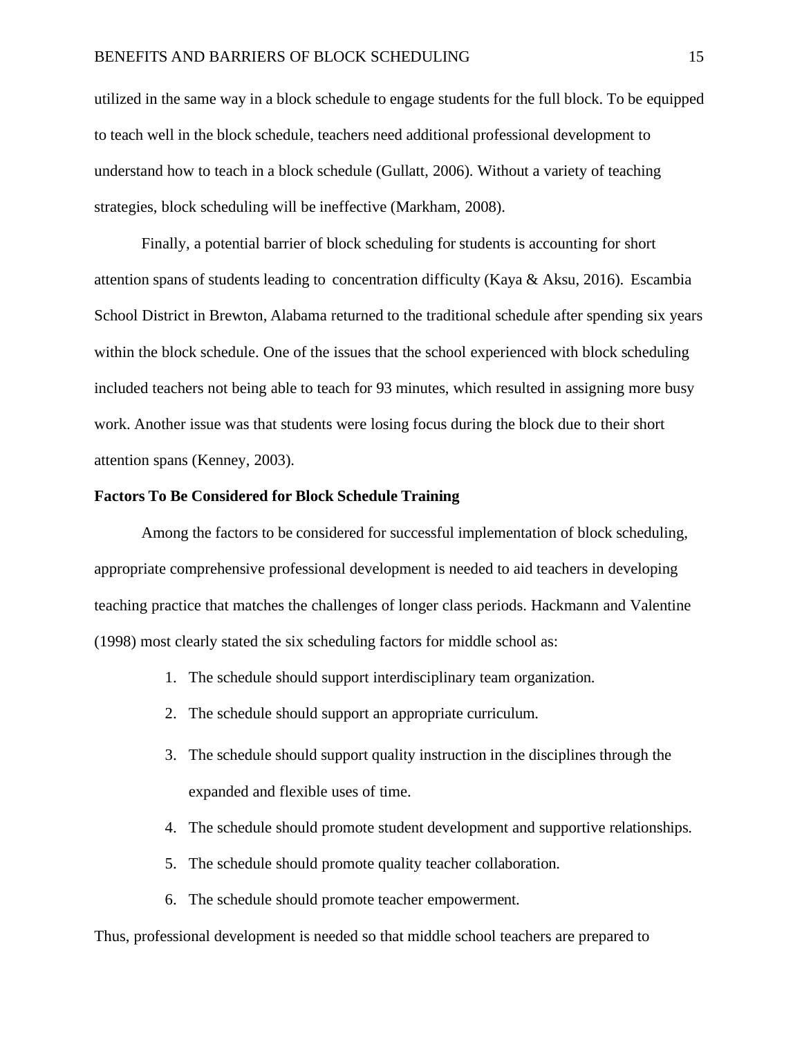utilized in the same way in a block schedule to engage students for the full block. To be equipped to teach well in the block schedule, teachers need additional professional development to understand how to teach in a block schedule (Gullatt, 2006). Without a variety of teaching strategies, block scheduling will be ineffective (Markham, 2008).

Finally, a potential barrier of block scheduling for students is accounting for short attention spans of students leading to concentration difficulty (Kaya & Aksu, 2016). Escambia School District in Brewton, Alabama returned to the traditional schedule after spending six years within the block schedule. One of the issues that the school experienced with block scheduling included teachers not being able to teach for 93 minutes, which resulted in assigning more busy work. Another issue was that students were losing focus during the block due to their short attention spans (Kenney, 2003).

**Factors To Be Considered for Block Schedule Training**

Among the factors to be considered for successful implementation of block scheduling, appropriate comprehensive professional development is needed to aid teachers in developing teaching practice that matches the challenges of longer class periods. Hackmann and Valentine (1998) most clearly stated the six scheduling factors for middle school as:

1. The schedule should support interdisciplinary team organization.
2. The schedule should support an appropriate curriculum.
3. The schedule should support quality instruction in the disciplines through the expanded and flexible uses of time.
4. The schedule should promote student development and supportive relationships.
5. The schedule should promote quality teacher collaboration.
6. The schedule should promote teacher empowerment.

Thus, professional development is needed so that middle school teachers are prepared to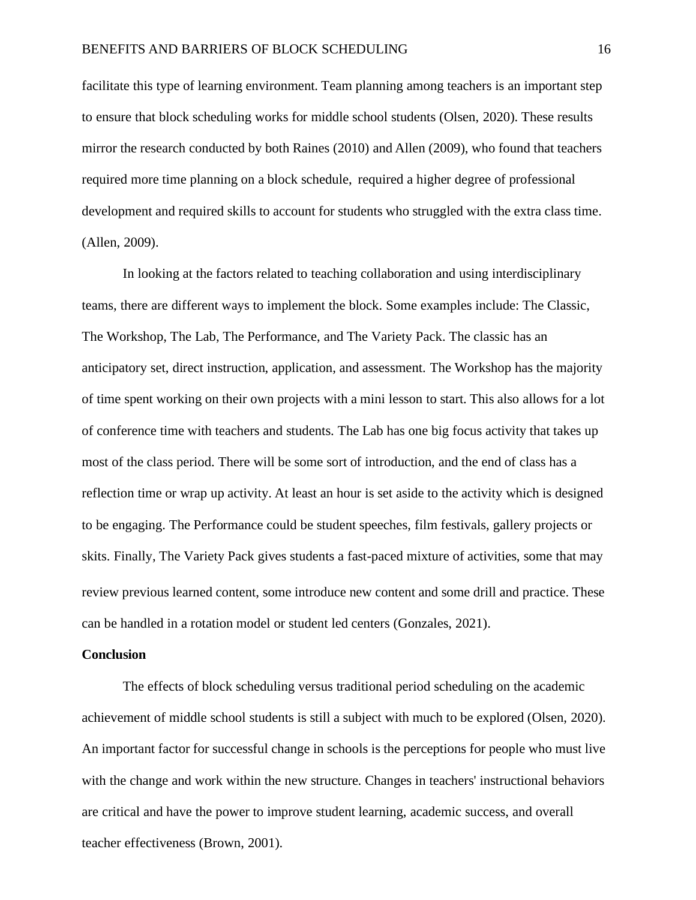facilitate this type of learning environment. Team planning among teachers is an important step to ensure that block scheduling works for middle school students (Olsen, 2020). These results mirror the research conducted by both Raines (2010) and Allen (2009), who found that teachers required more time planning on a block schedule,  required a higher degree of professional development and required skills to account for students who struggled with the extra class time. (Allen, 2009).

In looking at the factors related to teaching collaboration and using interdisciplinary teams, there are different ways to implement the block. Some examples include: The Classic, The Workshop, The Lab, The Performance, and The Variety Pack. The classic has an anticipatory set, direct instruction, application, and assessment. The Workshop has the majority of time spent working on their own projects with a mini lesson to start. This also allows for a lot of conference time with teachers and students. The Lab has one big focus activity that takes up most of the class period. There will be some sort of introduction, and the end of class has a reflection time or wrap up activity. At least an hour is set aside to the activity which is designed to be engaging. The Performance could be student speeches, film festivals, gallery projects or skits. Finally, The Variety Pack gives students a fast-paced mixture of activities, some that may review previous learned content, some introduce new content and some drill and practice. These can be handled in a rotation model or student led centers (Gonzales, 2021).

**Conclusion**

The effects of block scheduling versus traditional period scheduling on the academic achievement of middle school students is still a subject with much to be explored (Olsen, 2020). An important factor for successful change in schools is the perceptions for people who must live with the change and work within the new structure. Changes in teachers' instructional behaviors are critical and have the power to improve student learning, academic success, and overall teacher effectiveness (Brown, 2001).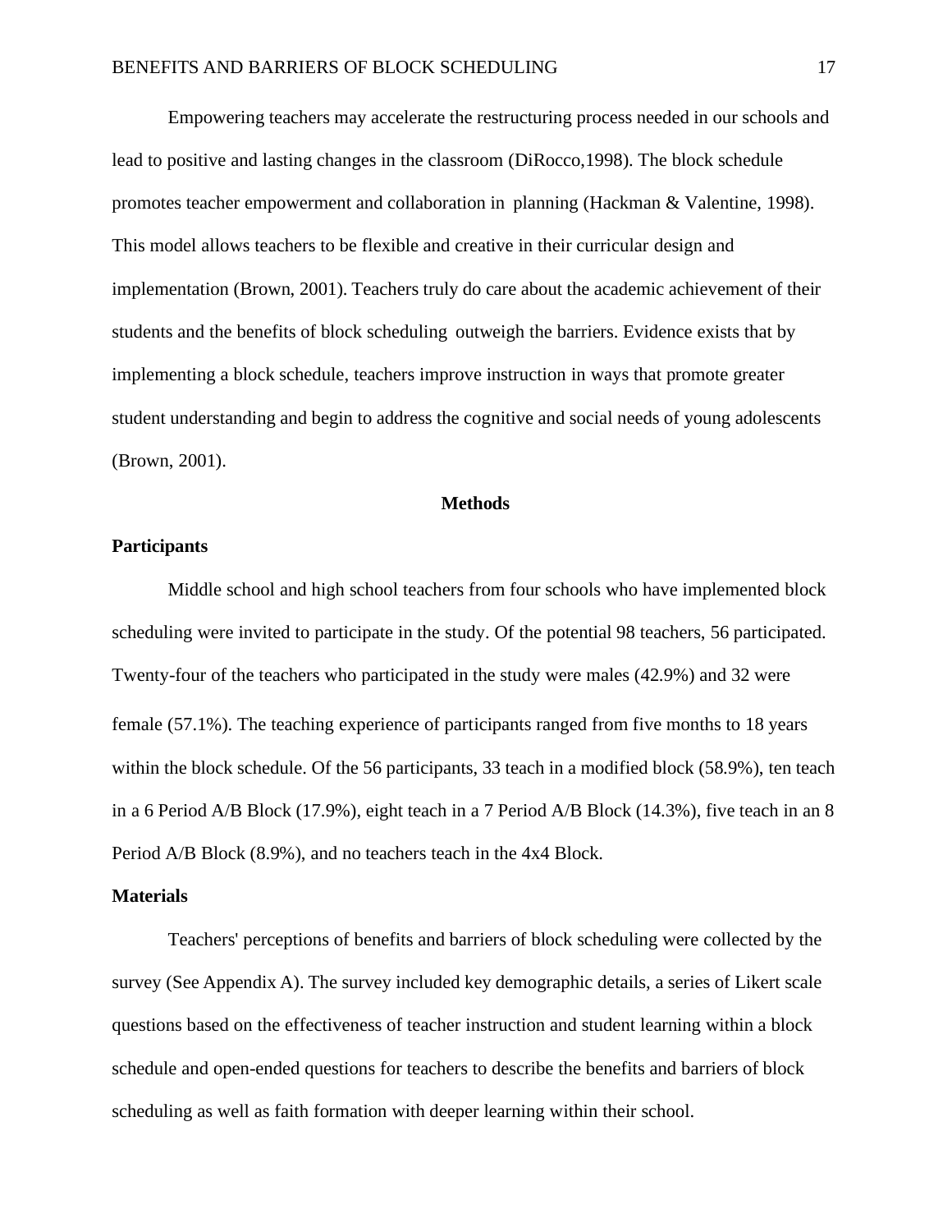Empowering teachers may accelerate the restructuring process needed in our schools and lead to positive and lasting changes in the classroom (DiRocco,1998). The block schedule promotes teacher empowerment and collaboration in planning (Hackman & Valentine, 1998). This model allows teachers to be flexible and creative in their curricular design and implementation (Brown, 2001). Teachers truly do care about the academic achievement of their students and the benefits of block scheduling outweigh the barriers. Evidence exists that by implementing a block schedule, teachers improve instruction in ways that promote greater student understanding and begin to address the cognitive and social needs of young adolescents (Brown, 2001).

## Methods

### Participants

Middle school and high school teachers from four schools who have implemented block scheduling were invited to participate in the study. Of the potential 98 teachers, 56 participated. Twenty-four of the teachers who participated in the study were males (42.9%) and 32 were female (57.1%). The teaching experience of participants ranged from five months to 18 years within the block schedule. Of the 56 participants, 33 teach in a modified block (58.9%), ten teach in a 6 Period A/B Block (17.9%), eight teach in a 7 Period A/B Block (14.3%), five teach in an 8 Period A/B Block (8.9%), and no teachers teach in the 4x4 Block.

### Materials

Teachers' perceptions of benefits and barriers of block scheduling were collected by the survey (See Appendix A). The survey included key demographic details, a series of Likert scale questions based on the effectiveness of teacher instruction and student learning within a block schedule and open-ended questions for teachers to describe the benefits and barriers of block scheduling as well as faith formation with deeper learning within their school.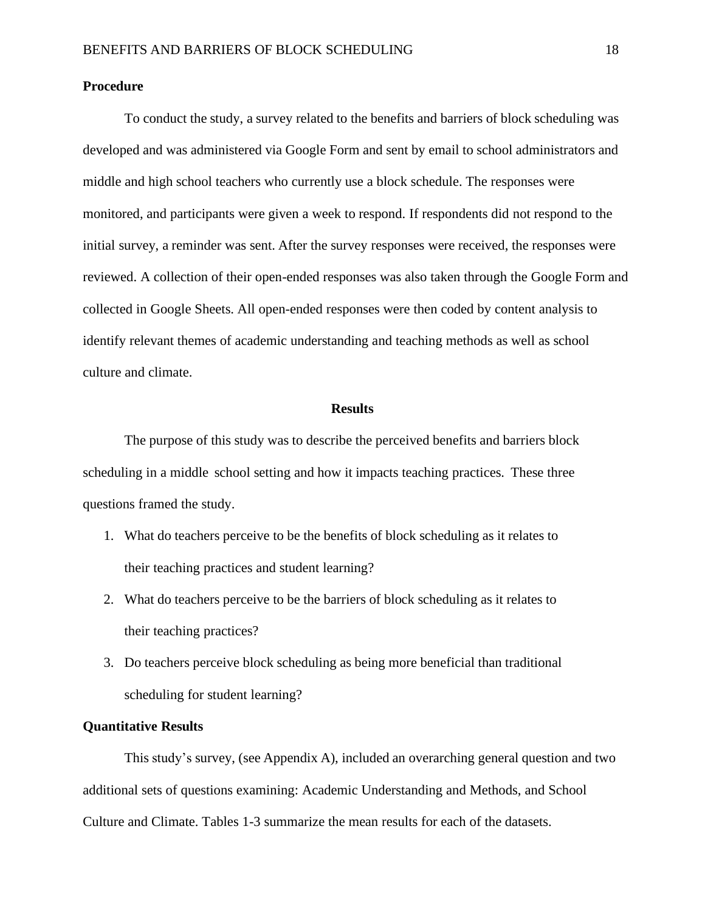**Procedure**

To conduct the study, a survey related to the benefits and barriers of block scheduling was developed and was administered via Google Form and sent by email to school administrators and middle and high school teachers who currently use a block schedule. The responses were monitored, and participants were given a week to respond. If respondents did not respond to the initial survey, a reminder was sent. After the survey responses were received, the responses were reviewed. A collection of their open-ended responses was also taken through the Google Form and collected in Google Sheets. All open-ended responses were then coded by content analysis to identify relevant themes of academic understanding and teaching methods as well as school culture and climate.

## Results

The purpose of this study was to describe the perceived benefits and barriers block scheduling in a middle school setting and how it impacts teaching practices. These three questions framed the study.

1. What do teachers perceive to be the benefits of block scheduling as it relates to their teaching practices and student learning?
2. What do teachers perceive to be the barriers of block scheduling as it relates to their teaching practices?
3. Do teachers perceive block scheduling as being more beneficial than traditional scheduling for student learning?

**Quantitative Results**

This study's survey, (see Appendix A), included an overarching general question and two additional sets of questions examining: Academic Understanding and Methods, and School Culture and Climate. Tables 1-3 summarize the mean results for each of the datasets.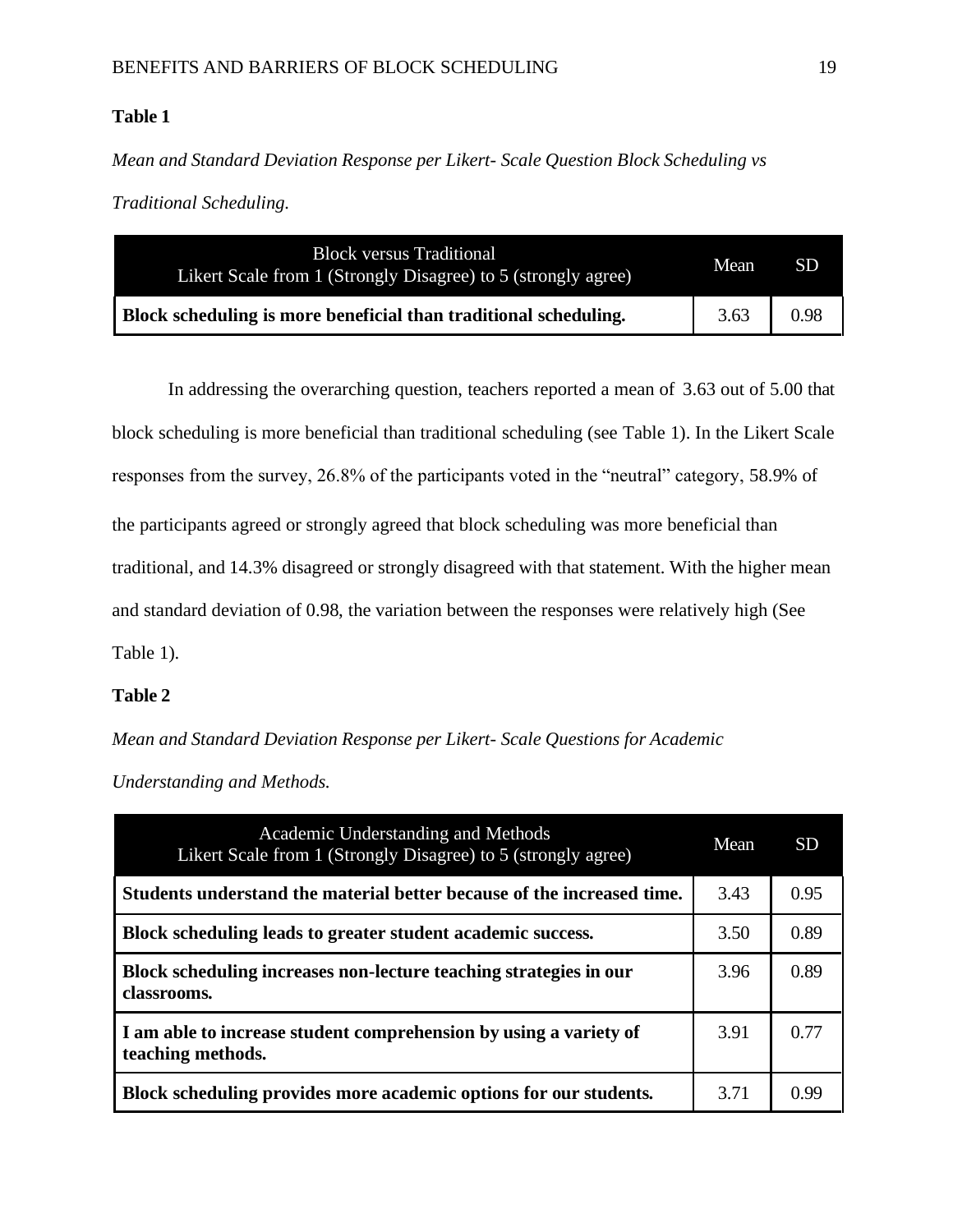**Table 1**

*Mean and Standard Deviation Response per Likert- Scale Question Block Scheduling vs Traditional Scheduling.*

| Block versus Traditional<br>Likert Scale from 1 (Strongly Disagree) to 5 (strongly agree) | Mean | SD |
|---|---|---|
| **Block scheduling is more beneficial than traditional scheduling.** | 3.63 | 0.98 |

In addressing the overarching question, teachers reported a mean of 3.63 out of 5.00 that block scheduling is more beneficial than traditional scheduling (see Table 1). In the Likert Scale responses from the survey, 26.8% of the participants voted in the “neutral” category, 58.9% of the participants agreed or strongly agreed that block scheduling was more beneficial than traditional, and 14.3% disagreed or strongly disagreed with that statement. With the higher mean and standard deviation of 0.98, the variation between the responses were relatively high (See Table 1).

**Table 2**

*Mean and Standard Deviation Response per Likert- Scale Questions for Academic Understanding and Methods.*

| Academic Understanding and Methods<br>Likert Scale from 1 (Strongly Disagree) to 5 (strongly agree) | Mean | SD |
|---|---|---|
| **Students understand the material better because of the increased time.** | 3.43 | 0.95 |
| **Block scheduling leads to greater student academic success.** | 3.50 | 0.89 |
| **Block scheduling increases non-lecture teaching strategies in our classrooms.** | 3.96 | 0.89 |
| **I am able to increase student comprehension by using a variety of teaching methods.** | 3.91 | 0.77 |
| **Block scheduling provides more academic options for our students.** | 3.71 | 0.99 |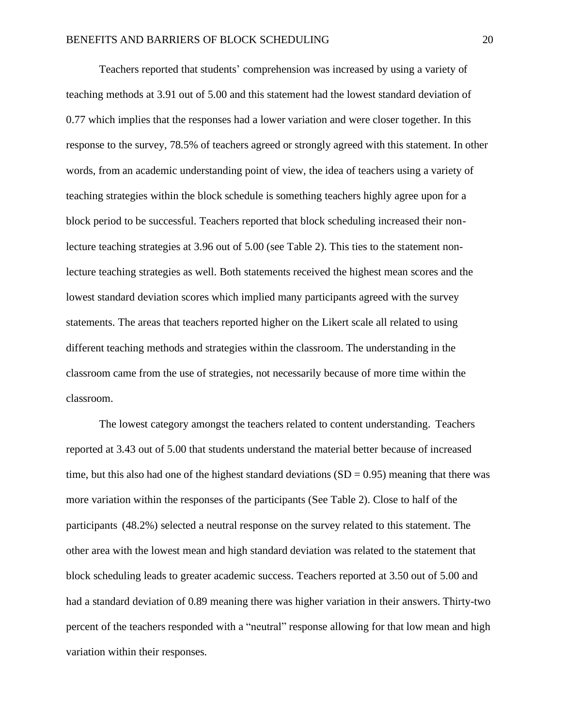Teachers reported that students' comprehension was increased by using a variety of teaching methods at 3.91 out of 5.00 and this statement had the lowest standard deviation of 0.77 which implies that the responses had a lower variation and were closer together. In this response to the survey, 78.5% of teachers agreed or strongly agreed with this statement. In other words, from an academic understanding point of view, the idea of teachers using a variety of teaching strategies within the block schedule is something teachers highly agree upon for a block period to be successful. Teachers reported that block scheduling increased their non-lecture teaching strategies at 3.96 out of 5.00 (see Table 2). This ties to the statement non-lecture teaching strategies as well. Both statements received the highest mean scores and the lowest standard deviation scores which implied many participants agreed with the survey statements. The areas that teachers reported higher on the Likert scale all related to using different teaching methods and strategies within the classroom. The understanding in the classroom came from the use of strategies, not necessarily because of more time within the classroom.

The lowest category amongst the teachers related to content understanding. Teachers reported at 3.43 out of 5.00 that students understand the material better because of increased time, but this also had one of the highest standard deviations ($SD = 0.95$) meaning that there was more variation within the responses of the participants (See Table 2). Close to half of the participants (48.2%) selected a neutral response on the survey related to this statement. The other area with the lowest mean and high standard deviation was related to the statement that block scheduling leads to greater academic success. Teachers reported at 3.50 out of 5.00 and had a standard deviation of 0.89 meaning there was higher variation in their answers. Thirty-two percent of the teachers responded with a "neutral" response allowing for that low mean and high variation within their responses.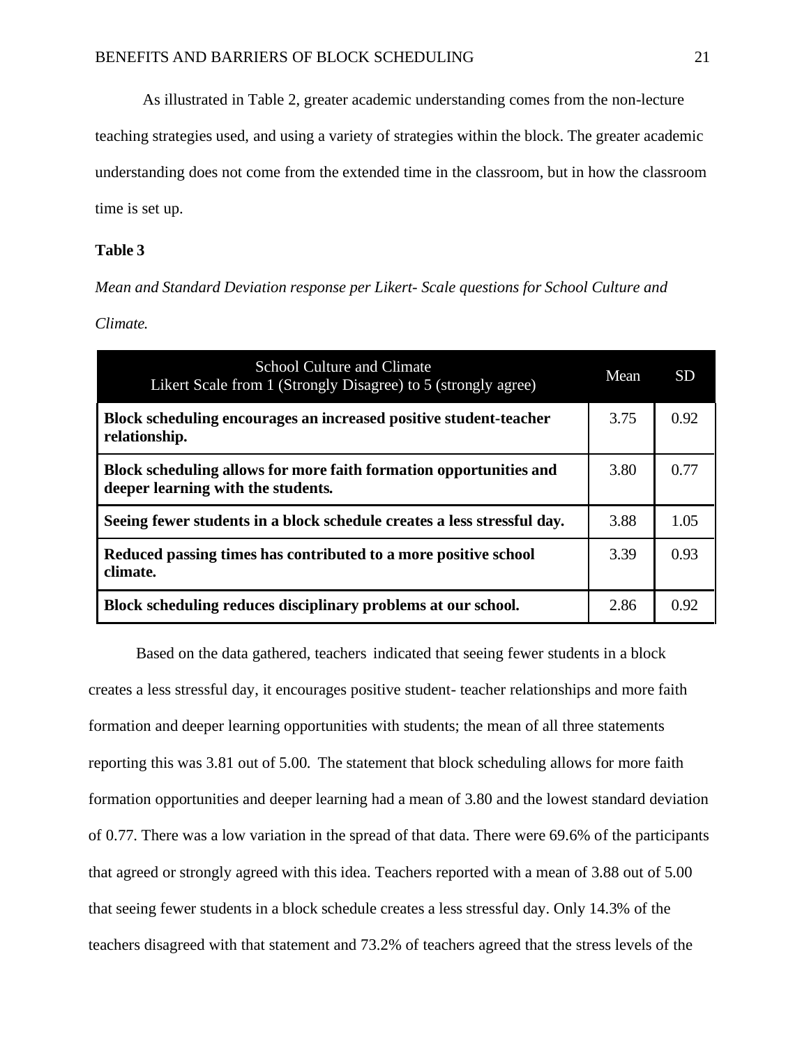As illustrated in Table 2, greater academic understanding comes from the non-lecture teaching strategies used, and using a variety of strategies within the block. The greater academic understanding does not come from the extended time in the classroom, but in how the classroom time is set up.

**Table 3**

*Mean and Standard Deviation response per Likert- Scale questions for School Culture and Climate.*

| School Culture and Climate<br>Likert Scale from 1 (Strongly Disagree) to 5 (strongly agree) | Mean | SD |
|---|---|---|
| **Block scheduling encourages an increased positive student-teacher relationship.** | 3.75 | 0.92 |
| **Block scheduling allows for more faith formation opportunities and deeper learning with the students.** | 3.80 | 0.77 |
| **Seeing fewer students in a block schedule creates a less stressful day.** | 3.88 | 1.05 |
| **Reduced passing times has contributed to a more positive school climate.** | 3.39 | 0.93 |
| **Block scheduling reduces disciplinary problems at our school.** | 2.86 | 0.92 |

Based on the data gathered, teachers indicated that seeing fewer students in a block creates a less stressful day, it encourages positive student- teacher relationships and more faith formation and deeper learning opportunities with students; the mean of all three statements reporting this was 3.81 out of 5.00. The statement that block scheduling allows for more faith formation opportunities and deeper learning had a mean of 3.80 and the lowest standard deviation of 0.77. There was a low variation in the spread of that data. There were 69.6% of the participants that agreed or strongly agreed with this idea. Teachers reported with a mean of 3.88 out of 5.00 that seeing fewer students in a block schedule creates a less stressful day. Only 14.3% of the teachers disagreed with that statement and 73.2% of teachers agreed that the stress levels of the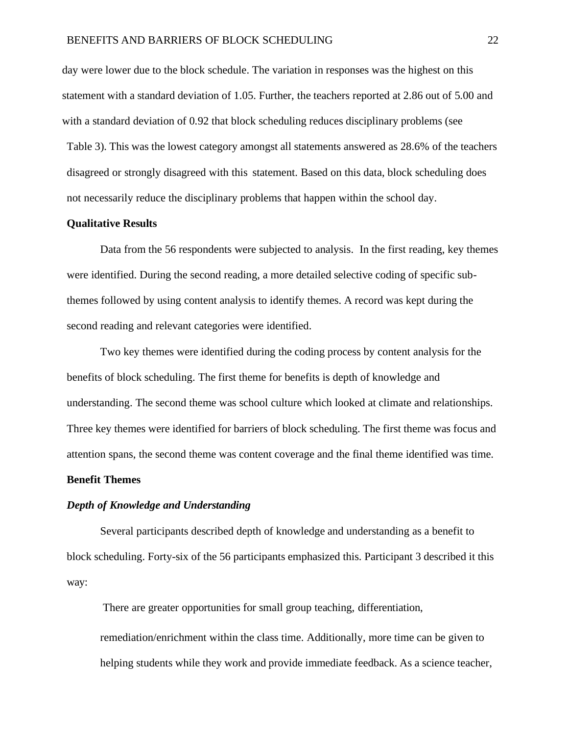day were lower due to the block schedule. The variation in responses was the highest on this statement with a standard deviation of 1.05. Further, the teachers reported at 2.86 out of 5.00 and with a standard deviation of 0.92 that block scheduling reduces disciplinary problems (see Table 3). This was the lowest category amongst all statements answered as 28.6% of the teachers disagreed or strongly disagreed with this statement. Based on this data, block scheduling does not necessarily reduce the disciplinary problems that happen within the school day.

## Qualitative Results

Data from the 56 respondents were subjected to analysis. In the first reading, key themes were identified. During the second reading, a more detailed selective coding of specific sub-themes followed by using content analysis to identify themes. A record was kept during the second reading and relevant categories were identified.

Two key themes were identified during the coding process by content analysis for the benefits of block scheduling. The first theme for benefits is depth of knowledge and understanding. The second theme was school culture which looked at climate and relationships. Three key themes were identified for barriers of block scheduling. The first theme was focus and attention spans, the second theme was content coverage and the final theme identified was time.

## Benefit Themes

### *Depth of Knowledge and Understanding*

Several participants described depth of knowledge and understanding as a benefit to block scheduling. Forty-six of the 56 participants emphasized this. Participant 3 described it this way:

> There are greater opportunities for small group teaching, differentiation, remediation/enrichment within the class time. Additionally, more time can be given to helping students while they work and provide immediate feedback. As a science teacher,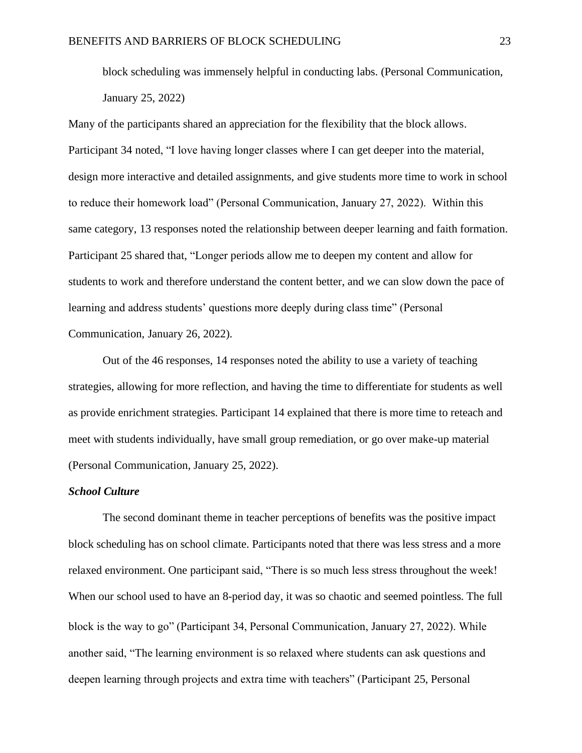block scheduling was immensely helpful in conducting labs. (Personal Communication, January 25, 2022)

Many of the participants shared an appreciation for the flexibility that the block allows. Participant 34 noted, “I love having longer classes where I can get deeper into the material, design more interactive and detailed assignments, and give students more time to work in school to reduce their homework load” (Personal Communication, January 27, 2022). Within this same category, 13 responses noted the relationship between deeper learning and faith formation. Participant 25 shared that, “Longer periods allow me to deepen my content and allow for students to work and therefore understand the content better, and we can slow down the pace of learning and address students’ questions more deeply during class time” (Personal Communication, January 26, 2022).

Out of the 46 responses, 14 responses noted the ability to use a variety of teaching strategies, allowing for more reflection, and having the time to differentiate for students as well as provide enrichment strategies. Participant 14 explained that there is more time to reteach and meet with students individually, have small group remediation, or go over make-up material (Personal Communication, January 25, 2022).

### *School Culture*

The second dominant theme in teacher perceptions of benefits was the positive impact block scheduling has on school climate. Participants noted that there was less stress and a more relaxed environment. One participant said, “There is so much less stress throughout the week! When our school used to have an 8-period day, it was so chaotic and seemed pointless. The full block is the way to go” (Participant 34, Personal Communication, January 27, 2022). While another said, “The learning environment is so relaxed where students can ask questions and deepen learning through projects and extra time with teachers” (Participant 25, Personal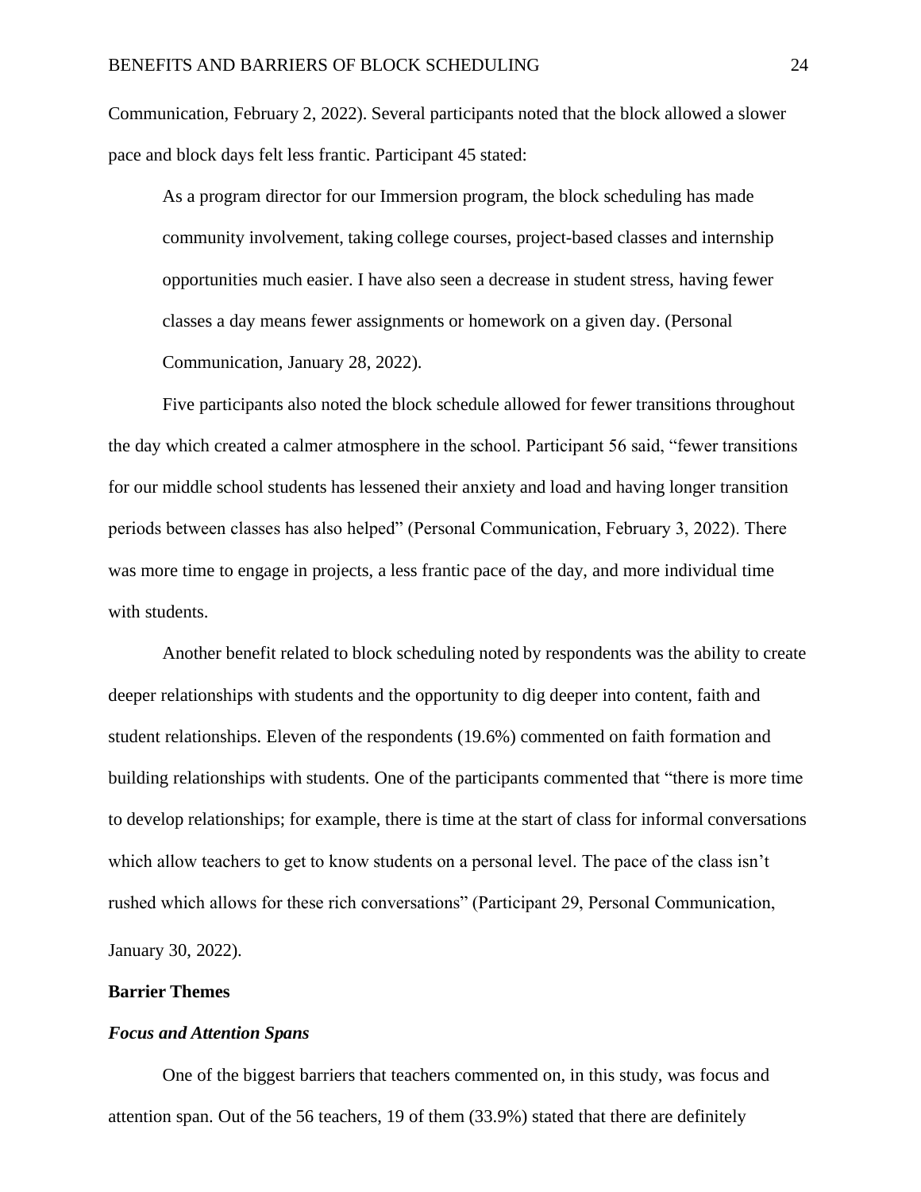Communication, February 2, 2022). Several participants noted that the block allowed a slower pace and block days felt less frantic. Participant 45 stated:

> As a program director for our Immersion program, the block scheduling has made community involvement, taking college courses, project-based classes and internship opportunities much easier. I have also seen a decrease in student stress, having fewer classes a day means fewer assignments or homework on a given day. (Personal Communication, January 28, 2022).

Five participants also noted the block schedule allowed for fewer transitions throughout the day which created a calmer atmosphere in the school. Participant 56 said, "fewer transitions for our middle school students has lessened their anxiety and load and having longer transition periods between classes has also helped" (Personal Communication, February 3, 2022). There was more time to engage in projects, a less frantic pace of the day, and more individual time with students.

Another benefit related to block scheduling noted by respondents was the ability to create deeper relationships with students and the opportunity to dig deeper into content, faith and student relationships. Eleven of the respondents (19.6%) commented on faith formation and building relationships with students. One of the participants commented that "there is more time to develop relationships; for example, there is time at the start of class for informal conversations which allow teachers to get to know students on a personal level. The pace of the class isn't rushed which allows for these rich conversations" (Participant 29, Personal Communication, January 30, 2022).

## Barrier Themes

### *Focus and Attention Spans*

One of the biggest barriers that teachers commented on, in this study, was focus and attention span. Out of the 56 teachers, 19 of them (33.9%) stated that there are definitely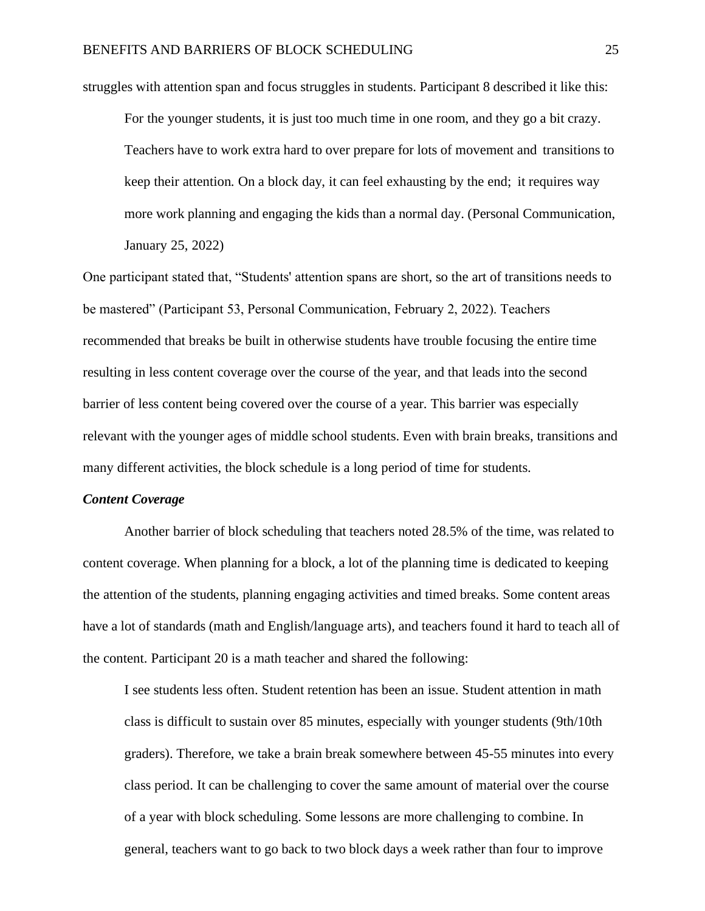struggles with attention span and focus struggles in students. Participant 8 described it like this:

> For the younger students, it is just too much time in one room, and they go a bit crazy. Teachers have to work extra hard to over prepare for lots of movement and transitions to keep their attention. On a block day, it can feel exhausting by the end; it requires way more work planning and engaging the kids than a normal day. (Personal Communication, January 25, 2022)

One participant stated that, "Students' attention spans are short, so the art of transitions needs to be mastered" (Participant 53, Personal Communication, February 2, 2022). Teachers recommended that breaks be built in otherwise students have trouble focusing the entire time resulting in less content coverage over the course of the year, and that leads into the second barrier of less content being covered over the course of a year. This barrier was especially relevant with the younger ages of middle school students. Even with brain breaks, transitions and many different activities, the block schedule is a long period of time for students.

### *Content Coverage*

Another barrier of block scheduling that teachers noted 28.5% of the time, was related to content coverage. When planning for a block, a lot of the planning time is dedicated to keeping the attention of the students, planning engaging activities and timed breaks. Some content areas have a lot of standards (math and English/language arts), and teachers found it hard to teach all of the content. Participant 20 is a math teacher and shared the following:

> I see students less often. Student retention has been an issue. Student attention in math class is difficult to sustain over 85 minutes, especially with younger students (9th/10th graders). Therefore, we take a brain break somewhere between 45-55 minutes into every class period. It can be challenging to cover the same amount of material over the course of a year with block scheduling. Some lessons are more challenging to combine. In general, teachers want to go back to two block days a week rather than four to improve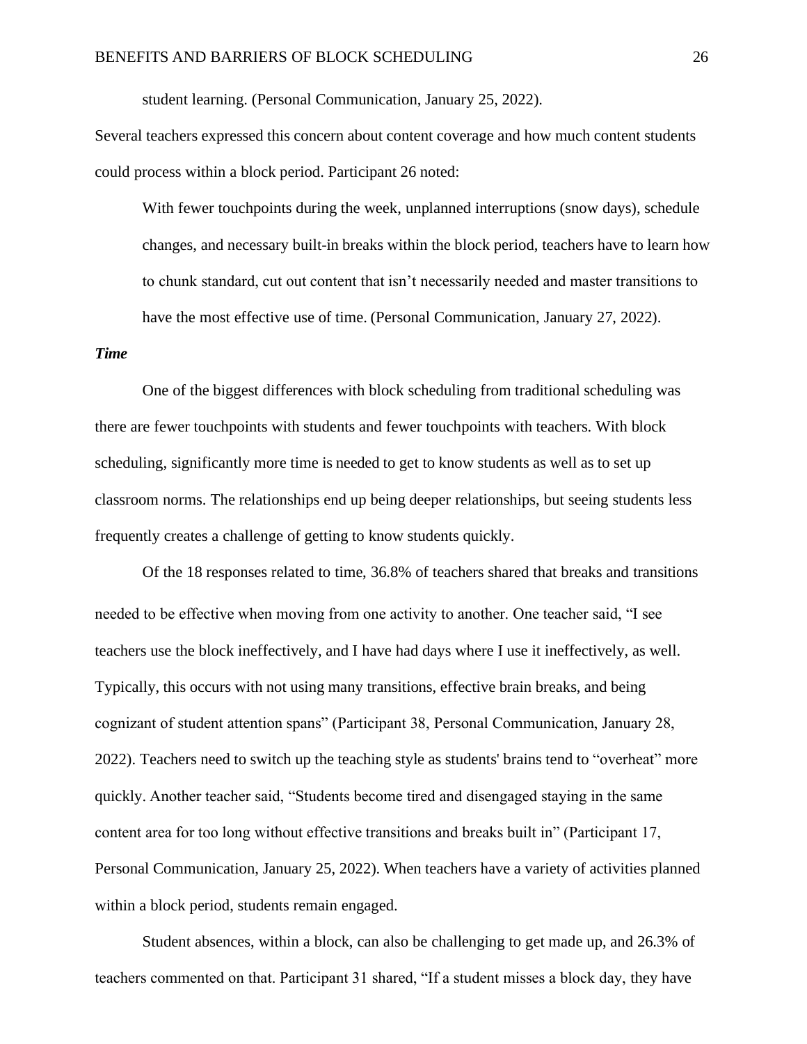student learning. (Personal Communication, January 25, 2022).

Several teachers expressed this concern about content coverage and how much content students could process within a block period. Participant 26 noted:

> With fewer touchpoints during the week, unplanned interruptions (snow days), schedule changes, and necessary built-in breaks within the block period, teachers have to learn how to chunk standard, cut out content that isn't necessarily needed and master transitions to have the most effective use of time. (Personal Communication, January 27, 2022).

***Time***

One of the biggest differences with block scheduling from traditional scheduling was there are fewer touchpoints with students and fewer touchpoints with teachers. With block scheduling, significantly more time is needed to get to know students as well as to set up classroom norms. The relationships end up being deeper relationships, but seeing students less frequently creates a challenge of getting to know students quickly.

Of the 18 responses related to time, 36.8% of teachers shared that breaks and transitions needed to be effective when moving from one activity to another. One teacher said, "I see teachers use the block ineffectively, and I have had days where I use it ineffectively, as well. Typically, this occurs with not using many transitions, effective brain breaks, and being cognizant of student attention spans" (Participant 38, Personal Communication, January 28, 2022). Teachers need to switch up the teaching style as students' brains tend to "overheat" more quickly. Another teacher said, "Students become tired and disengaged staying in the same content area for too long without effective transitions and breaks built in" (Participant 17, Personal Communication, January 25, 2022). When teachers have a variety of activities planned within a block period, students remain engaged.

Student absences, within a block, can also be challenging to get made up, and 26.3% of teachers commented on that. Participant 31 shared, "If a student misses a block day, they have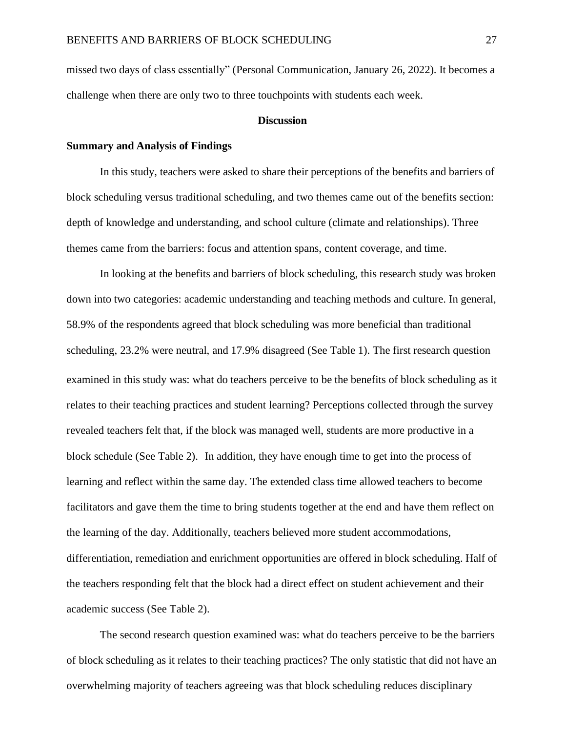missed two days of class essentially" (Personal Communication, January 26, 2022). It becomes a challenge when there are only two to three touchpoints with students each week.

## Discussion

### Summary and Analysis of Findings

In this study, teachers were asked to share their perceptions of the benefits and barriers of block scheduling versus traditional scheduling, and two themes came out of the benefits section: depth of knowledge and understanding, and school culture (climate and relationships). Three themes came from the barriers: focus and attention spans, content coverage, and time.

In looking at the benefits and barriers of block scheduling, this research study was broken down into two categories: academic understanding and teaching methods and culture. In general, 58.9% of the respondents agreed that block scheduling was more beneficial than traditional scheduling, 23.2% were neutral, and 17.9% disagreed (See Table 1). The first research question examined in this study was: what do teachers perceive to be the benefits of block scheduling as it relates to their teaching practices and student learning? Perceptions collected through the survey revealed teachers felt that, if the block was managed well, students are more productive in a block schedule (See Table 2). In addition, they have enough time to get into the process of learning and reflect within the same day. The extended class time allowed teachers to become facilitators and gave them the time to bring students together at the end and have them reflect on the learning of the day. Additionally, teachers believed more student accommodations, differentiation, remediation and enrichment opportunities are offered in block scheduling. Half of the teachers responding felt that the block had a direct effect on student achievement and their academic success (See Table 2).

The second research question examined was: what do teachers perceive to be the barriers of block scheduling as it relates to their teaching practices? The only statistic that did not have an overwhelming majority of teachers agreeing was that block scheduling reduces disciplinary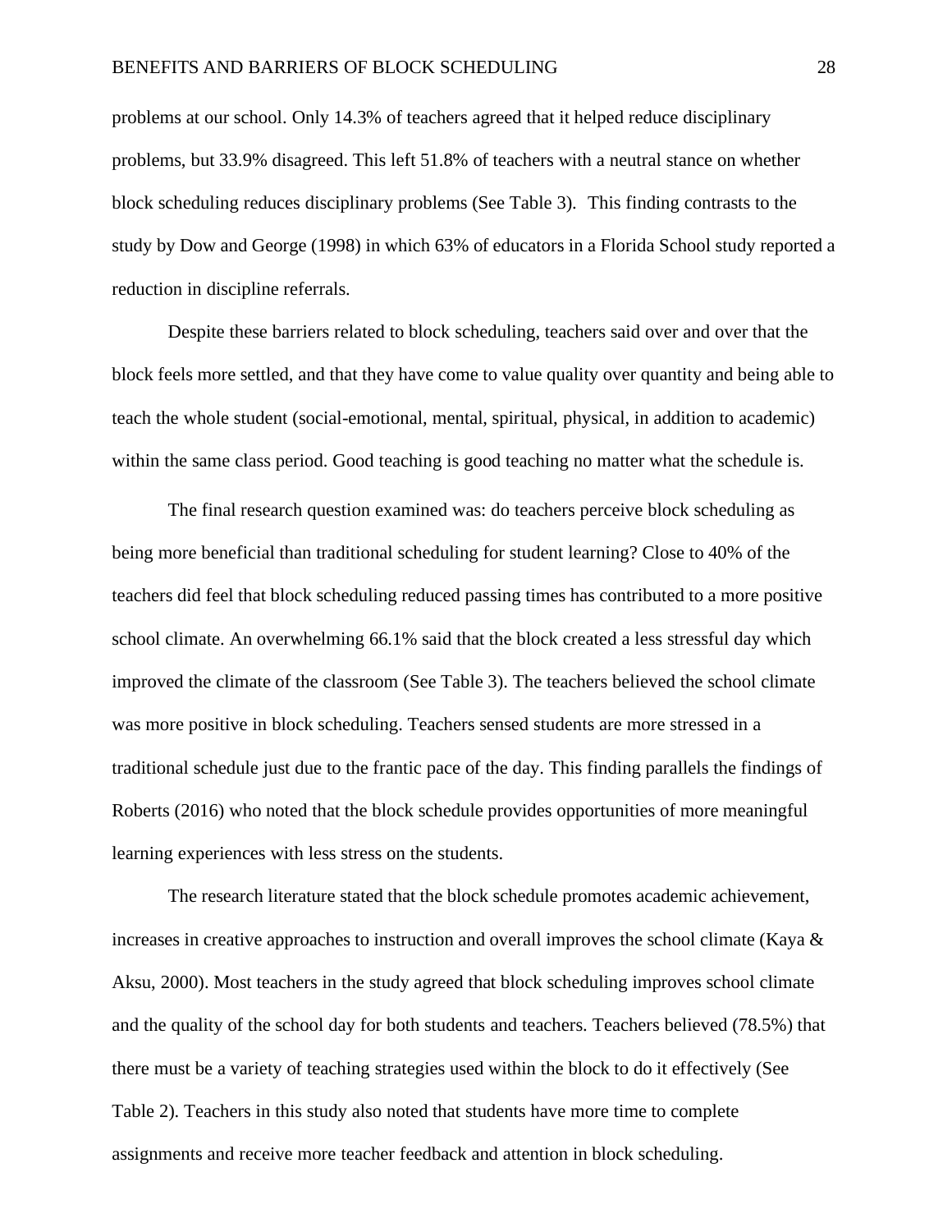problems at our school. Only 14.3% of teachers agreed that it helped reduce disciplinary problems, but 33.9% disagreed. This left 51.8% of teachers with a neutral stance on whether block scheduling reduces disciplinary problems (See Table 3). This finding contrasts to the study by Dow and George (1998) in which 63% of educators in a Florida School study reported a reduction in discipline referrals.

Despite these barriers related to block scheduling, teachers said over and over that the block feels more settled, and that they have come to value quality over quantity and being able to teach the whole student (social-emotional, mental, spiritual, physical, in addition to academic) within the same class period. Good teaching is good teaching no matter what the schedule is.

The final research question examined was: do teachers perceive block scheduling as being more beneficial than traditional scheduling for student learning? Close to 40% of the teachers did feel that block scheduling reduced passing times has contributed to a more positive school climate. An overwhelming 66.1% said that the block created a less stressful day which improved the climate of the classroom (See Table 3). The teachers believed the school climate was more positive in block scheduling. Teachers sensed students are more stressed in a traditional schedule just due to the frantic pace of the day. This finding parallels the findings of Roberts (2016) who noted that the block schedule provides opportunities of more meaningful learning experiences with less stress on the students.

The research literature stated that the block schedule promotes academic achievement, increases in creative approaches to instruction and overall improves the school climate (Kaya & Aksu, 2000). Most teachers in the study agreed that block scheduling improves school climate and the quality of the school day for both students and teachers. Teachers believed (78.5%) that there must be a variety of teaching strategies used within the block to do it effectively (See Table 2). Teachers in this study also noted that students have more time to complete assignments and receive more teacher feedback and attention in block scheduling.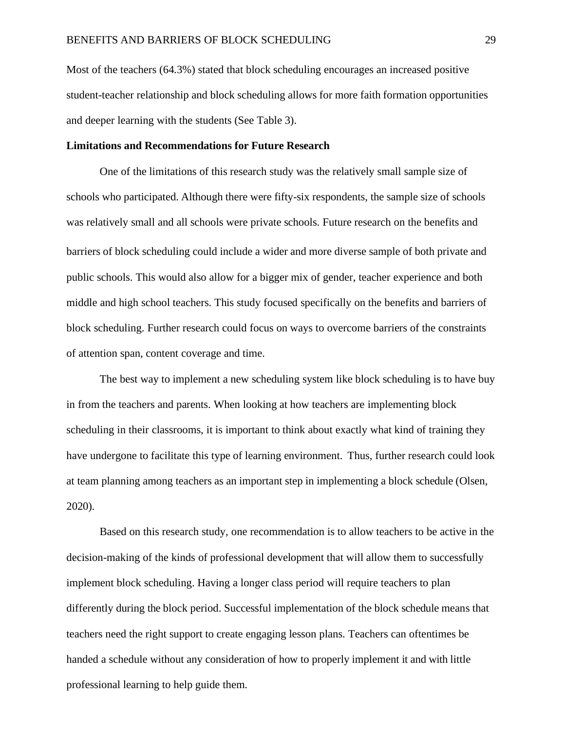Most of the teachers (64.3%) stated that block scheduling encourages an increased positive student-teacher relationship and block scheduling allows for more faith formation opportunities and deeper learning with the students (See Table 3).

**Limitations and Recommendations for Future Research**

One of the limitations of this research study was the relatively small sample size of schools who participated. Although there were fifty-six respondents, the sample size of schools was relatively small and all schools were private schools. Future research on the benefits and barriers of block scheduling could include a wider and more diverse sample of both private and public schools. This would also allow for a bigger mix of gender, teacher experience and both middle and high school teachers. This study focused specifically on the benefits and barriers of block scheduling. Further research could focus on ways to overcome barriers of the constraints of attention span, content coverage and time.

The best way to implement a new scheduling system like block scheduling is to have buy in from the teachers and parents. When looking at how teachers are implementing block scheduling in their classrooms, it is important to think about exactly what kind of training they have undergone to facilitate this type of learning environment. Thus, further research could look at team planning among teachers as an important step in implementing a block schedule (Olsen, 2020).

Based on this research study, one recommendation is to allow teachers to be active in the decision-making of the kinds of professional development that will allow them to successfully implement block scheduling. Having a longer class period will require teachers to plan differently during the block period. Successful implementation of the block schedule means that teachers need the right support to create engaging lesson plans. Teachers can oftentimes be handed a schedule without any consideration of how to properly implement it and with little professional learning to help guide them.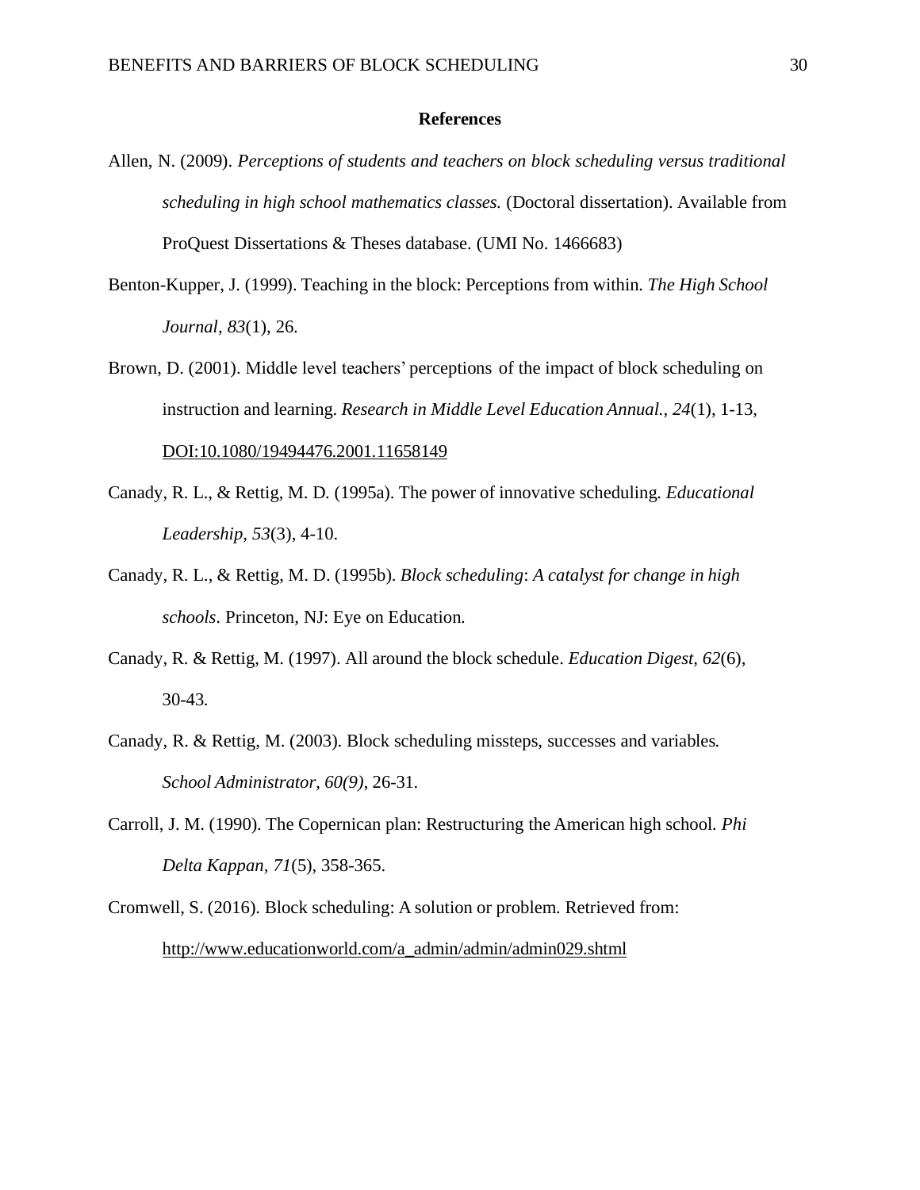## References

Allen, N. (2009). *Perceptions of students and teachers on block scheduling versus traditional scheduling in high school mathematics classes.* (Doctoral dissertation). Available from ProQuest Dissertations & Theses database. (UMI No. 1466683)

Benton-Kupper, J. (1999). Teaching in the block: Perceptions from within. *The High School Journal*, *83*(1), 26.

Brown, D. (2001). Middle level teachers' perceptions of the impact of block scheduling on instruction and learning. *Research in Middle Level Education Annual.*, *24*(1), 1-13, DOI:10.1080/19494476.2001.11658149

Canady, R. L., & Rettig, M. D. (1995a). The power of innovative scheduling. *Educational Leadership*, *53*(3), 4-10.

Canady, R. L., & Rettig, M. D. (1995b). *Block scheduling*: *A catalyst for change in high schools*. Princeton, NJ: Eye on Education.

Canady, R. & Rettig, M. (1997). All around the block schedule. *Education Digest*, *62*(6), 30-43.

Canady, R. & Rettig, M. (2003). Block scheduling missteps, successes and variables. *School Administrator*, *60(9)*, 26-31.

Carroll, J. M. (1990). The Copernican plan: Restructuring the American high school. *Phi Delta Kappan*, *71*(5), 358-365.

Cromwell, S. (2016). Block scheduling: A solution or problem. Retrieved from: http://www.educationworld.com/a_admin/admin/admin029.shtml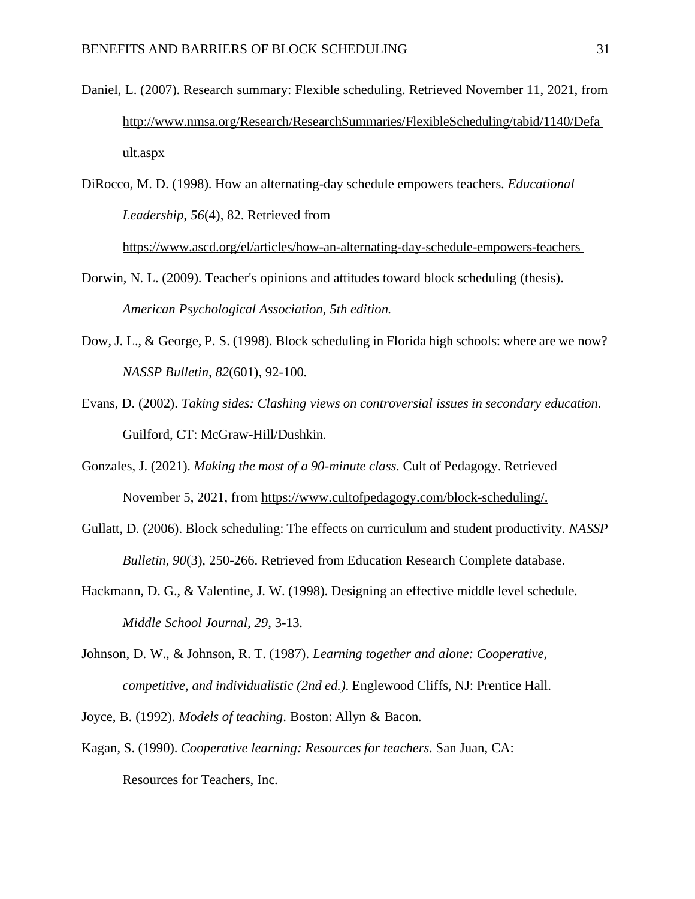Daniel, L. (2007). Research summary: Flexible scheduling. Retrieved November 11, 2021, from http://www.nmsa.org/Research/ResearchSummaries/FlexibleScheduling/tabid/1140/Default.aspx

DiRocco, M. D. (1998). How an alternating-day schedule empowers teachers. *Educational Leadership, 56*(4), 82. Retrieved from https://www.ascd.org/el/articles/how-an-alternating-day-schedule-empowers-teachers

Dorwin, N. L. (2009). Teacher's opinions and attitudes toward block scheduling (thesis). *American Psychological Association, 5th edition.*

Dow, J. L., & George, P. S. (1998). Block scheduling in Florida high schools: where are we now? *NASSP Bulletin, 82*(601), 92-100.

Evans, D. (2002). *Taking sides: Clashing views on controversial issues in secondary education.* Guilford, CT: McGraw-Hill/Dushkin.

Gonzales, J. (2021). *Making the most of a 90-minute class*. Cult of Pedagogy. Retrieved November 5, 2021, from https://www.cultofpedagogy.com/block-scheduling/.

Gullatt, D. (2006). Block scheduling: The effects on curriculum and student productivity. *NASSP Bulletin, 90*(3), 250-266. Retrieved from Education Research Complete database.

Hackmann, D. G., & Valentine, J. W. (1998). Designing an effective middle level schedule. *Middle School Journal, 29*, 3-13.

Johnson, D. W., & Johnson, R. T. (1987). *Learning together and alone: Cooperative, competitive, and individualistic (2nd ed.)*. Englewood Cliffs, NJ: Prentice Hall.

Joyce, B. (1992). *Models of teaching*. Boston: Allyn & Bacon.

Kagan, S. (1990). *Cooperative learning: Resources for teachers.* San Juan, CA: Resources for Teachers, Inc.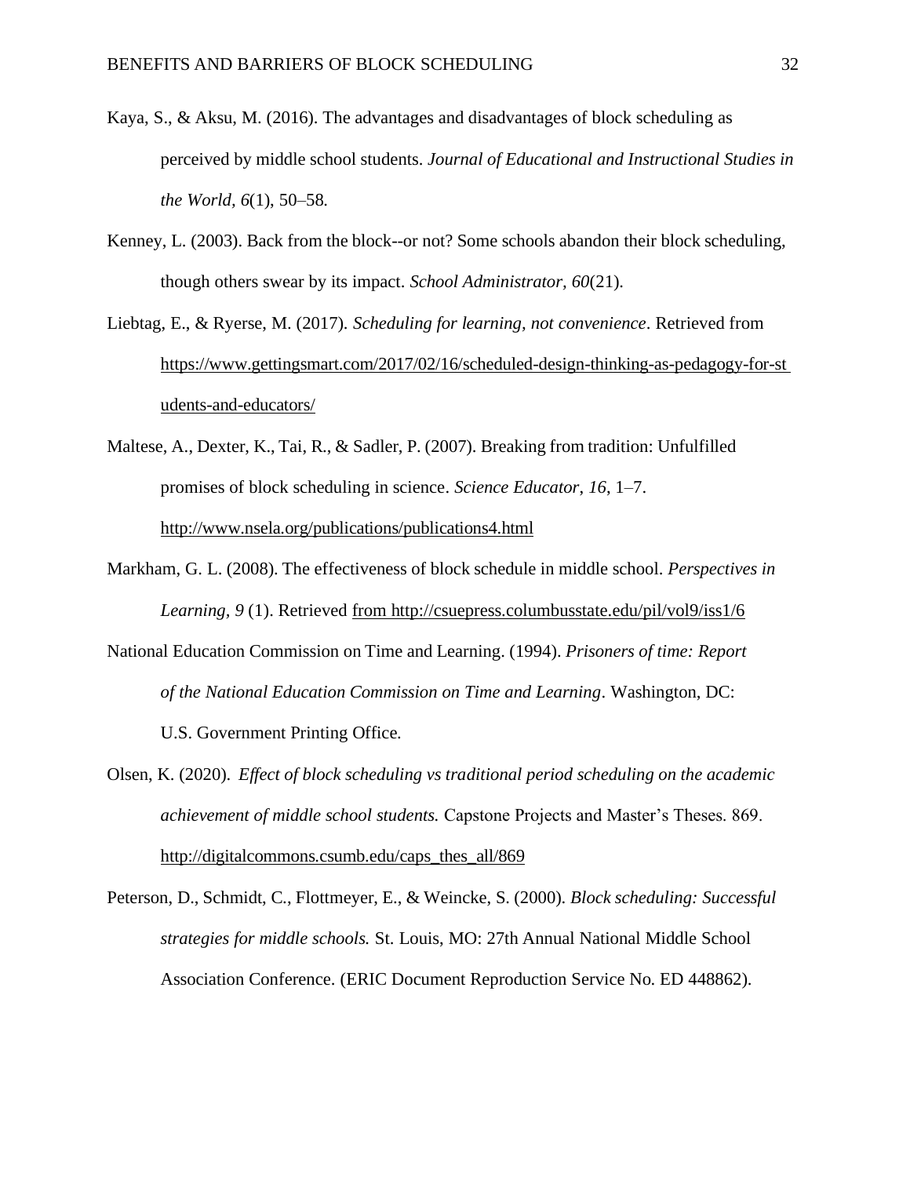Kaya, S., & Aksu, M. (2016). The advantages and disadvantages of block scheduling as perceived by middle school students. *Journal of Educational and Instructional Studies in the World, 6*(1), 50–58.

Kenney, L. (2003). Back from the block--or not? Some schools abandon their block scheduling, though others swear by its impact. *School Administrator, 60*(21).

Liebtag, E., & Ryerse, M. (2017). *Scheduling for learning, not convenience*. Retrieved from https://www.gettingsmart.com/2017/02/16/scheduled-design-thinking-as-pedagogy-for-students-and-educators/

Maltese, A., Dexter, K., Tai, R., & Sadler, P. (2007). Breaking from tradition: Unfulfilled promises of block scheduling in science. *Science Educator, 16*, 1–7. http://www.nsela.org/publications/publications4.html

Markham, G. L. (2008). The effectiveness of block schedule in middle school. *Perspectives in Learning, 9* (1). Retrieved from http://csuepress.columbusstate.edu/pil/vol9/iss1/6

National Education Commission on Time and Learning. (1994). *Prisoners of time: Report of the National Education Commission on Time and Learning*. Washington, DC: U.S. Government Printing Office.

Olsen, K. (2020). *Effect of block scheduling vs traditional period scheduling on the academic achievement of middle school students.* Capstone Projects and Master's Theses. 869. http://digitalcommons.csumb.edu/caps_thes_all/869

Peterson, D., Schmidt, C., Flottmeyer, E., & Weincke, S. (2000). *Block scheduling: Successful strategies for middle schools.* St. Louis, MO: 27th Annual National Middle School Association Conference. (ERIC Document Reproduction Service No. ED 448862).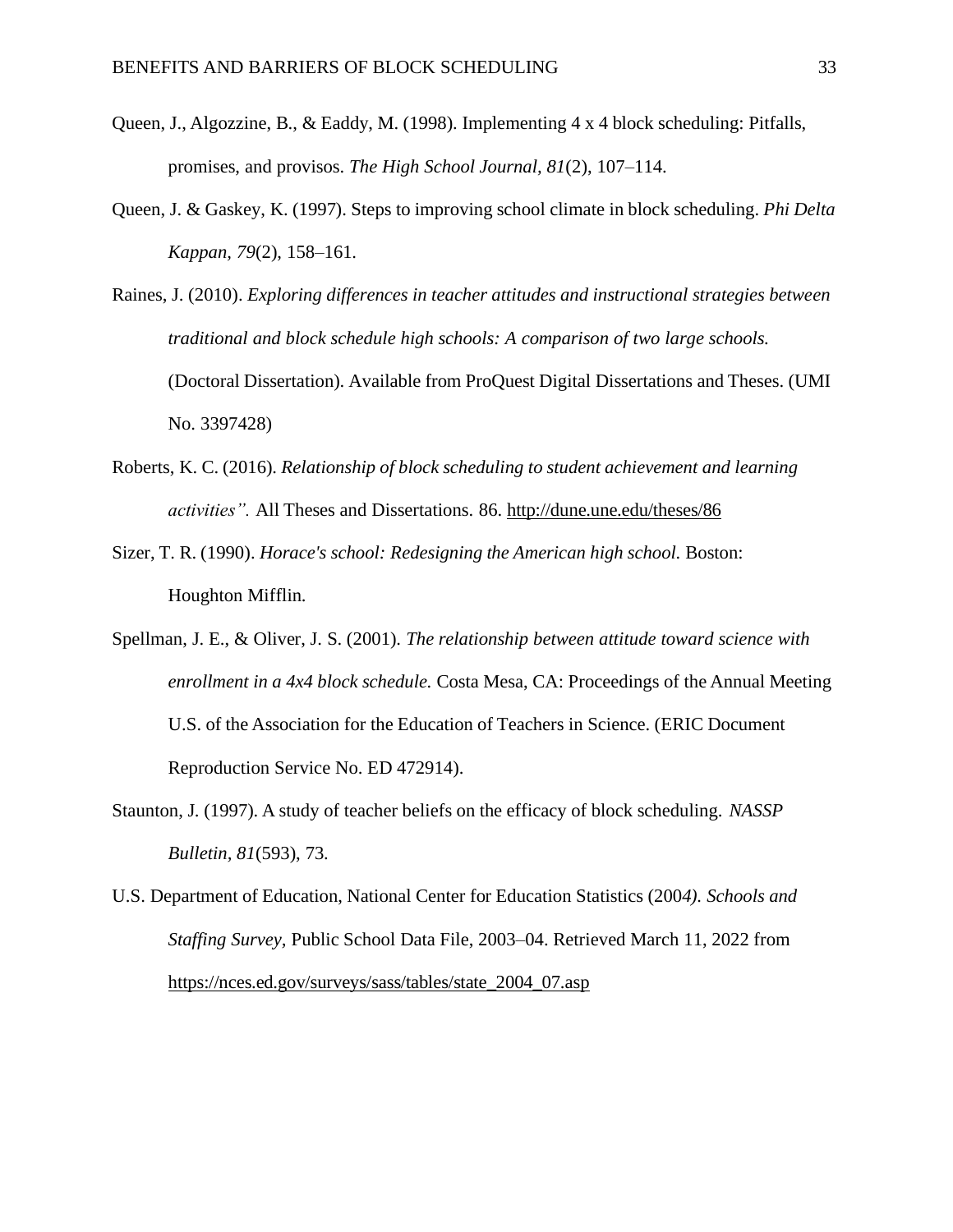Queen, J., Algozzine, B., & Eaddy, M. (1998). Implementing 4 x 4 block scheduling: Pitfalls, promises, and provisos. *The High School Journal, 81*(2), 107–114.

Queen, J. & Gaskey, K. (1997). Steps to improving school climate in block scheduling. *Phi Delta Kappan, 79*(2), 158–161.

Raines, J. (2010). *Exploring differences in teacher attitudes and instructional strategies between traditional and block schedule high schools: A comparison of two large schools.* (Doctoral Dissertation). Available from ProQuest Digital Dissertations and Theses. (UMI No. 3397428)

Roberts, K. C. (2016). *Relationship of block scheduling to student achievement and learning activities".* All Theses and Dissertations. 86. http://dune.une.edu/theses/86

Sizer, T. R. (1990). *Horace's school: Redesigning the American high school.* Boston: Houghton Mifflin.

Spellman, J. E., & Oliver, J. S. (2001). *The relationship between attitude toward science with enrollment in a 4x4 block schedule.* Costa Mesa, CA: Proceedings of the Annual Meeting U.S. of the Association for the Education of Teachers in Science. (ERIC Document Reproduction Service No. ED 472914).

Staunton, J. (1997). A study of teacher beliefs on the efficacy of block scheduling. *NASSP Bulletin, 81*(593), 73.

U.S. Department of Education, National Center for Education Statistics (200*4). Schools and Staffing Survey,* Public School Data File, 2003–04. Retrieved March 11, 2022 from https://nces.ed.gov/surveys/sass/tables/state_2004_07.asp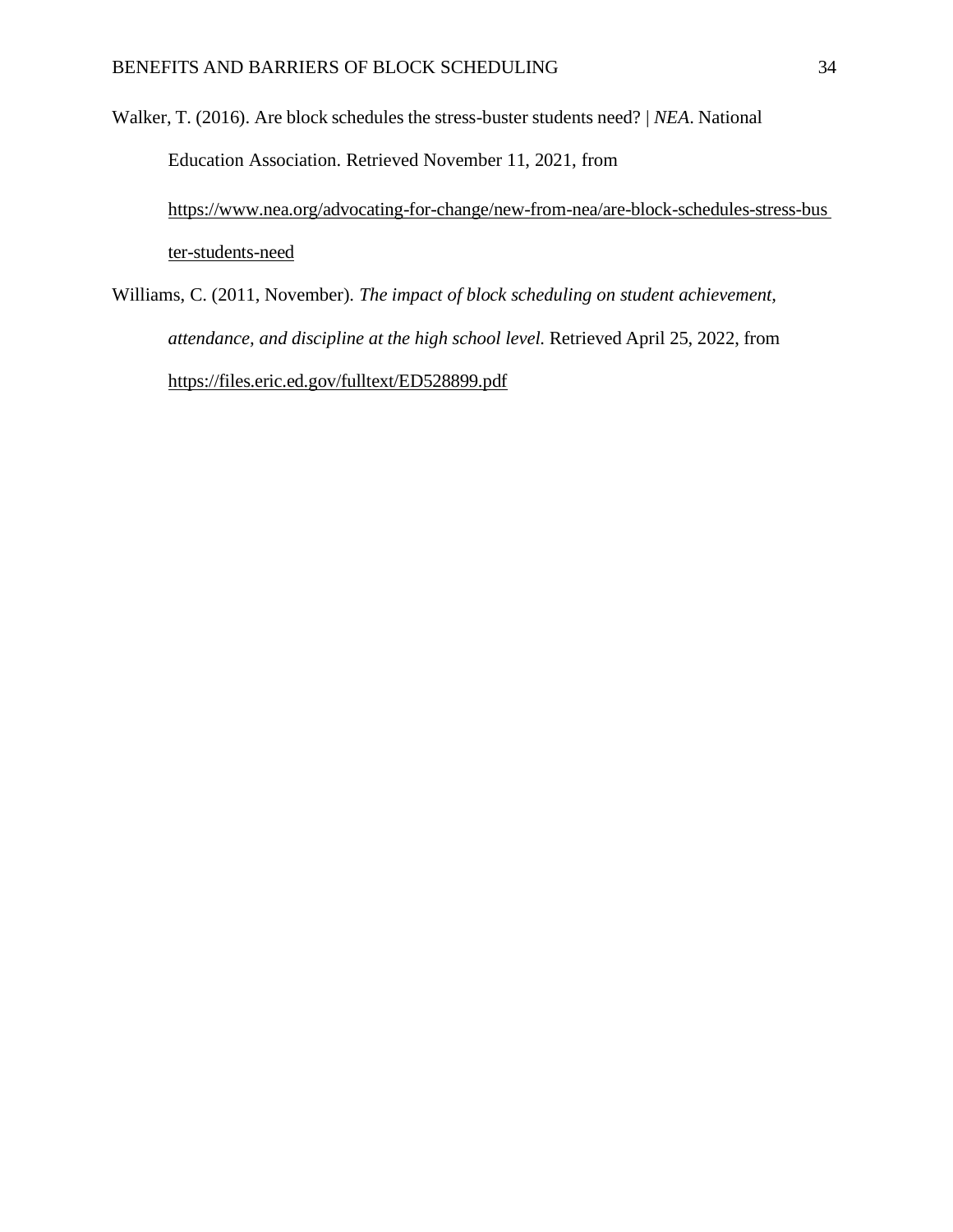Walker, T. (2016). Are block schedules the stress-buster students need? | *NEA*. National Education Association. Retrieved November 11, 2021, from https://www.nea.org/advocating-for-change/new-from-nea/are-block-schedules-stress-buster-students-need

Williams, C. (2011, November). *The impact of block scheduling on student achievement, attendance, and discipline at the high school level.* Retrieved April 25, 2022, from https://files.eric.ed.gov/fulltext/ED528899.pdf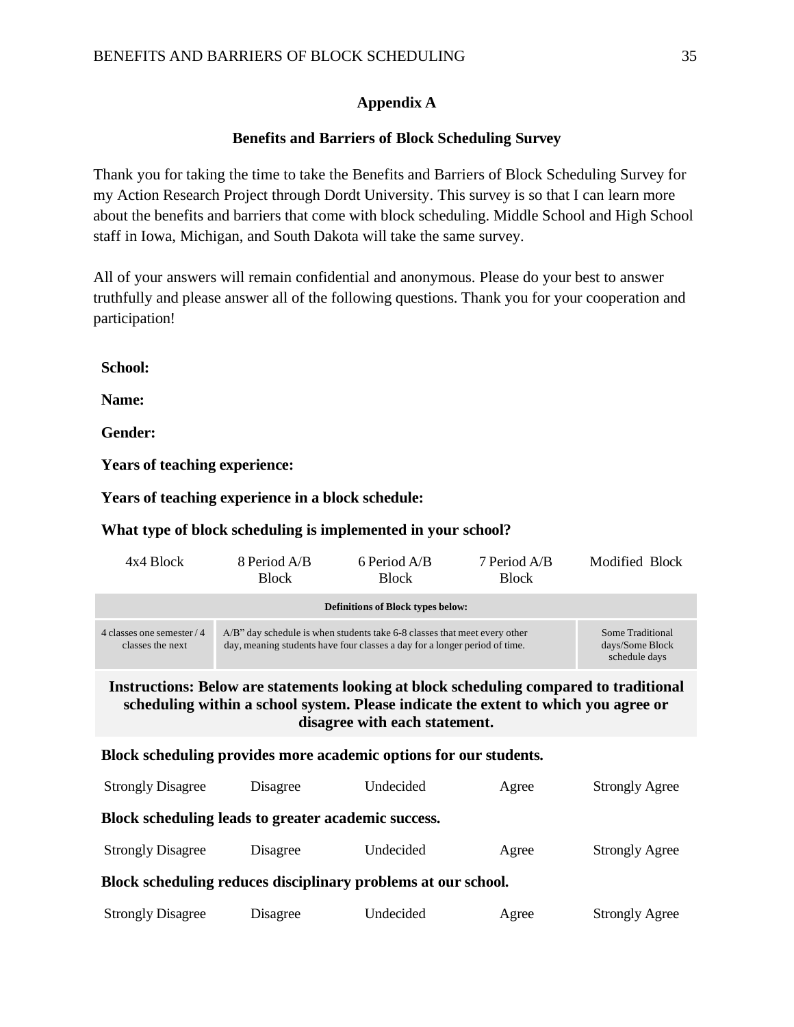## Appendix A

### Benefits and Barriers of Block Scheduling Survey

Thank you for taking the time to take the Benefits and Barriers of Block Scheduling Survey for my Action Research Project through Dordt University. This survey is so that I can learn more about the benefits and barriers that come with block scheduling. Middle School and High School staff in Iowa, Michigan, and South Dakota will take the same survey.

All of your answers will remain confidential and anonymous. Please do your best to answer truthfully and please answer all of the following questions. Thank you for your cooperation and participation!

**School:**

**Name:**

**Gender:**

**Years of teaching experience:**

**Years of teaching experience in a block schedule:**

**What type of block scheduling is implemented in your school?**

| 4x4 Block | 8 Period A/B Block | 6 Period A/B Block | 7 Period A/B Block | Modified Block |
|---|---|---|---|---|
| **Definitions of Block types below:** | | | | |
| 4 classes one semester / 4 classes the next | A/B" day schedule is when students take 6-8 classes that meet every other day, meaning students have four classes a day for a longer period of time. | | | Some Traditional days/Some Block schedule days |

**Instructions: Below are statements looking at block scheduling compared to traditional scheduling within a school system. Please indicate the extent to which you agree or disagree with each statement.**

**Block scheduling provides more academic options for our students.**

Strongly Disagree | Disagree | Undecided | Agree | Strongly Agree

**Block scheduling leads to greater academic success.**

Strongly Disagree | Disagree | Undecided | Agree | Strongly Agree

**Block scheduling reduces disciplinary problems at our school.**

Strongly Disagree | Disagree | Undecided | Agree | Strongly Agree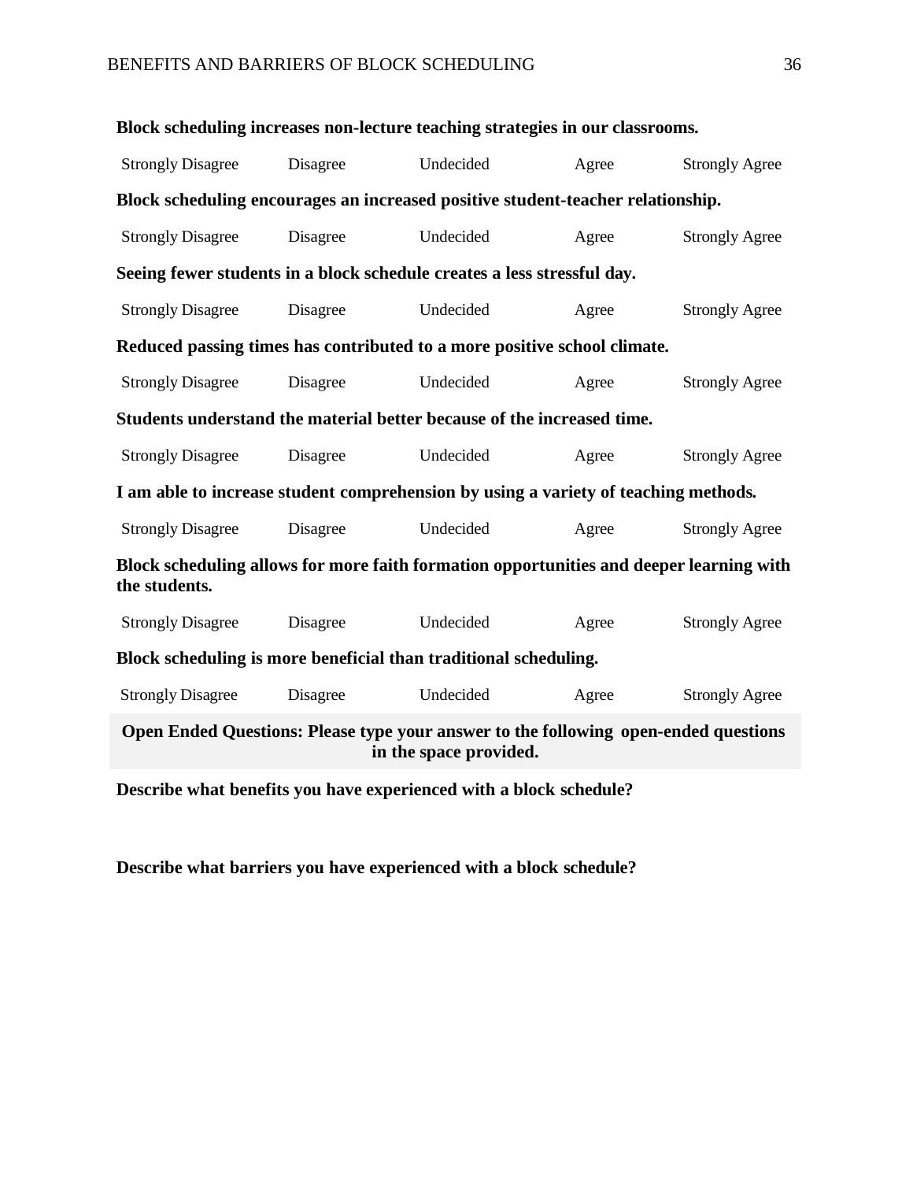**Block scheduling increases non-lecture teaching strategies in our classrooms.**

Strongly Disagree    Disagree    Undecided    Agree    Strongly Agree

**Block scheduling encourages an increased positive student-teacher relationship.**

Strongly Disagree    Disagree    Undecided    Agree    Strongly Agree

**Seeing fewer students in a block schedule creates a less stressful day.**

Strongly Disagree    Disagree    Undecided    Agree    Strongly Agree

**Reduced passing times has contributed to a more positive school climate.**

Strongly Disagree    Disagree    Undecided    Agree    Strongly Agree

**Students understand the material better because of the increased time.**

Strongly Disagree    Disagree    Undecided    Agree    Strongly Agree

**I am able to increase student comprehension by using a variety of teaching methods.**

Strongly Disagree    Disagree    Undecided    Agree    Strongly Agree

**Block scheduling allows for more faith formation opportunities and deeper learning with the students.**

Strongly Disagree    Disagree    Undecided    Agree    Strongly Agree

**Block scheduling is more beneficial than traditional scheduling.**

Strongly Disagree    Disagree    Undecided    Agree    Strongly Agree

**Open Ended Questions: Please type your answer to the following open-ended questions in the space provided.**

**Describe what benefits you have experienced with a block schedule?**

**Describe what barriers you have experienced with a block schedule?**